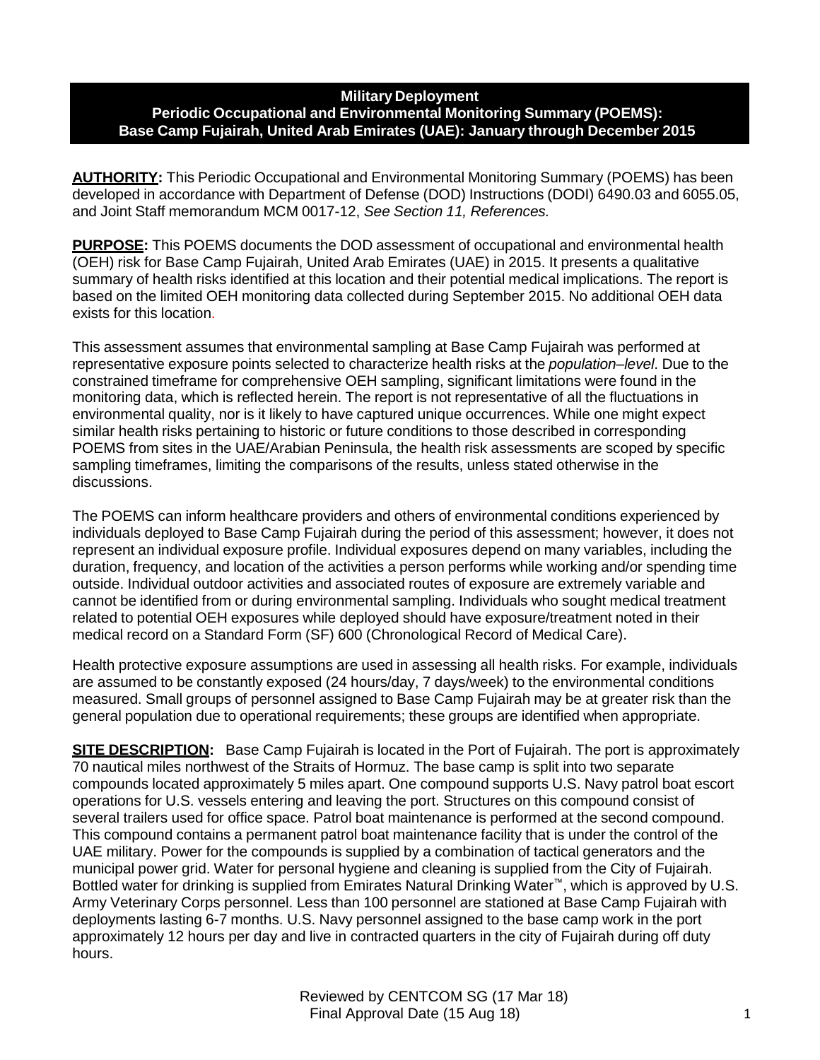# Military Deployment
## Periodic Occupational and Environmental Monitoring Summary (POEMS): Base Camp Fujairah, United Arab Emirates (UAE): January through December 2015

**AUTHORITY:** This Periodic Occupational and Environmental Monitoring Summary (POEMS) has been developed in accordance with Department of Defense (DOD) Instructions (DODI) 6490.03 and 6055.05, and Joint Staff memorandum MCM 0017-12, *See Section 11, References.*

**PURPOSE:** This POEMS documents the DOD assessment of occupational and environmental health (OEH) risk for Base Camp Fujairah, United Arab Emirates (UAE) in 2015. It presents a qualitative summary of health risks identified at this location and their potential medical implications. The report is based on the limited OEH monitoring data collected during September 2015. No additional OEH data exists for this location.

This assessment assumes that environmental sampling at Base Camp Fujairah was performed at representative exposure points selected to characterize health risks at the *population–level*. Due to the constrained timeframe for comprehensive OEH sampling, significant limitations were found in the monitoring data, which is reflected herein. The report is not representative of all the fluctuations in environmental quality, nor is it likely to have captured unique occurrences. While one might expect similar health risks pertaining to historic or future conditions to those described in corresponding POEMS from sites in the UAE/Arabian Peninsula, the health risk assessments are scoped by specific sampling timeframes, limiting the comparisons of the results, unless stated otherwise in the discussions.

The POEMS can inform healthcare providers and others of environmental conditions experienced by individuals deployed to Base Camp Fujairah during the period of this assessment; however, it does not represent an individual exposure profile. Individual exposures depend on many variables, including the duration, frequency, and location of the activities a person performs while working and/or spending time outside. Individual outdoor activities and associated routes of exposure are extremely variable and cannot be identified from or during environmental sampling. Individuals who sought medical treatment related to potential OEH exposures while deployed should have exposure/treatment noted in their medical record on a Standard Form (SF) 600 (Chronological Record of Medical Care).

Health protective exposure assumptions are used in assessing all health risks. For example, individuals are assumed to be constantly exposed (24 hours/day, 7 days/week) to the environmental conditions measured. Small groups of personnel assigned to Base Camp Fujairah may be at greater risk than the general population due to operational requirements; these groups are identified when appropriate.

**SITE DESCRIPTION:** Base Camp Fujairah is located in the Port of Fujairah. The port is approximately 70 nautical miles northwest of the Straits of Hormuz. The base camp is split into two separate compounds located approximately 5 miles apart. One compound supports U.S. Navy patrol boat escort operations for U.S. vessels entering and leaving the port. Structures on this compound consist of several trailers used for office space. Patrol boat maintenance is performed at the second compound. This compound contains a permanent patrol boat maintenance facility that is under the control of the UAE military. Power for the compounds is supplied by a combination of tactical generators and the municipal power grid. Water for personal hygiene and cleaning is supplied from the City of Fujairah. Bottled water for drinking is supplied from Emirates Natural Drinking Water™, which is approved by U.S. Army Veterinary Corps personnel. Less than 100 personnel are stationed at Base Camp Fujairah with deployments lasting 6-7 months. U.S. Navy personnel assigned to the base camp work in the port approximately 12 hours per day and live in contracted quarters in the city of Fujairah during off duty hours.

Reviewed by CENTCOM SG (17 Mar 18)
Final Approval Date (15 Aug 18)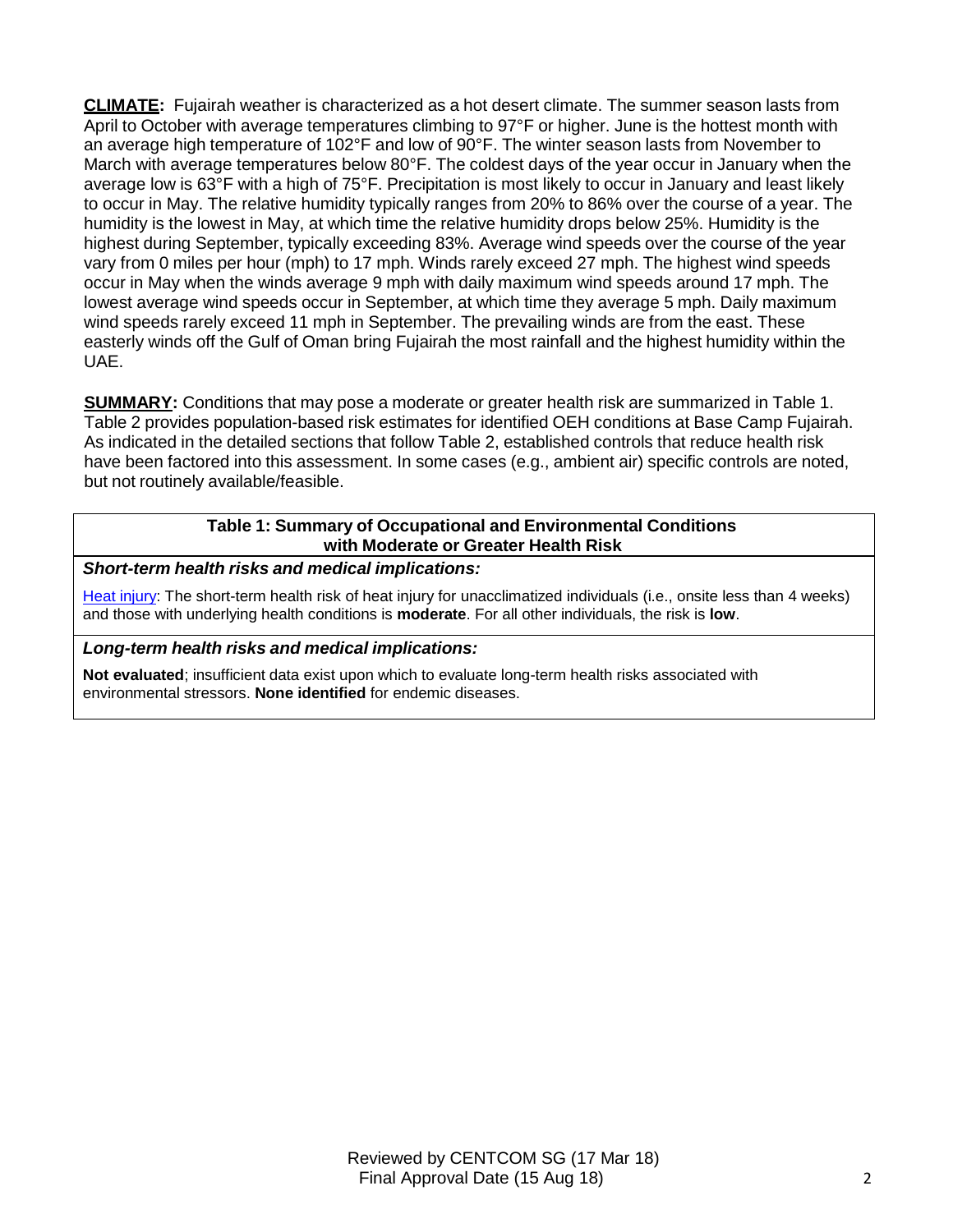**CLIMATE:** Fujairah weather is characterized as a hot desert climate. The summer season lasts from April to October with average temperatures climbing to 97°F or higher. June is the hottest month with an average high temperature of 102°F and low of 90°F. The winter season lasts from November to March with average temperatures below 80°F. The coldest days of the year occur in January when the average low is 63°F with a high of 75°F. Precipitation is most likely to occur in January and least likely to occur in May. The relative humidity typically ranges from 20% to 86% over the course of a year. The humidity is the lowest in May, at which time the relative humidity drops below 25%. Humidity is the highest during September, typically exceeding 83%. Average wind speeds over the course of the year vary from 0 miles per hour (mph) to 17 mph. Winds rarely exceed 27 mph. The highest wind speeds occur in May when the winds average 9 mph with daily maximum wind speeds around 17 mph. The lowest average wind speeds occur in September, at which time they average 5 mph. Daily maximum wind speeds rarely exceed 11 mph in September. The prevailing winds are from the east. These easterly winds off the Gulf of Oman bring Fujairah the most rainfall and the highest humidity within the UAE.

**SUMMARY:** Conditions that may pose a moderate or greater health risk are summarized in Table 1. Table 2 provides population-based risk estimates for identified OEH conditions at Base Camp Fujairah. As indicated in the detailed sections that follow Table 2, established controls that reduce health risk have been factored into this assessment. In some cases (e.g., ambient air) specific controls are noted, but not routinely available/feasible.

| Table 1: Summary of Occupational and Environmental Conditions with Moderate or Greater Health Risk |
|---|
| ***Short-term health risks and medical implications:*** |
| Heat injury: The short-term health risk of heat injury for unacclimatized individuals (i.e., onsite less than 4 weeks) and those with underlying health conditions is **moderate**. For all other individuals, the risk is **low**. |
| ***Long-term health risks and medical implications:*** |
| **Not evaluated**; insufficient data exist upon which to evaluate long-term health risks associated with environmental stressors. **None identified** for endemic diseases. |

Reviewed by CENTCOM SG (17 Mar 18)
Final Approval Date (15 Aug 18)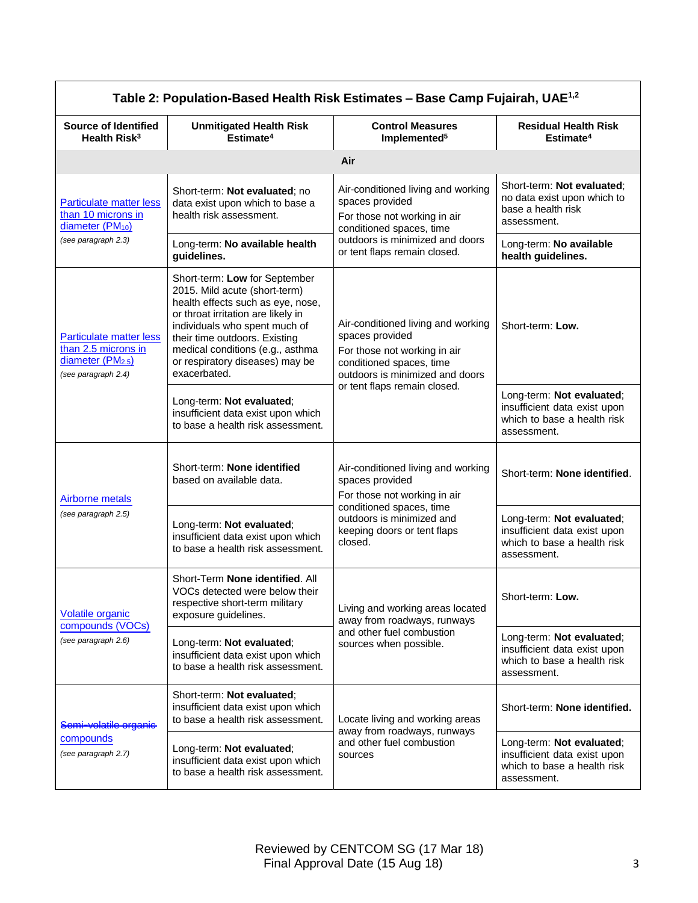| Table 2: Population-Based Health Risk Estimates – Base Camp Fujairah, UAE[1,2] | | | |
|---|---|---|---|
| **Source of Identified Health Risk[3]** | **Unmitigated Health Risk Estimate[4]** | **Control Measures Implemented[5]** | **Residual Health Risk Estimate[4]** |
| **Air** | | | |
| Particulate matter less than 10 microns in diameter ($PM_{10}$) *(see paragraph 2.3)* | Short-term: **Not evaluated**; no data exist upon which to base a health risk assessment. | Air-conditioned living and working spaces provided For those not working in air conditioned spaces, time outdoors is minimized and doors or tent flaps remain closed. | Short-term: **Not evaluated**; no data exist upon which to base a health risk assessment. |
| | Long-term: **No available health guidelines.** | | Long-term: **No available health guidelines.** |
| Particulate matter less than 2.5 microns in diameter ($PM_{2.5}$) *(see paragraph 2.4)* | Short-term: **Low** for September 2015. Mild acute (short-term) health effects such as eye, nose, or throat irritation are likely in individuals who spent much of their time outdoors. Existing medical conditions (e.g., asthma or respiratory diseases) may be exacerbated. | Air-conditioned living and working spaces provided For those not working in air conditioned spaces, time outdoors is minimized and doors or tent flaps remain closed. | Short-term: **Low.** |
| | Long-term: **Not evaluated**; insufficient data exist upon which to base a health risk assessment. | | Long-term: **Not evaluated**; insufficient data exist upon which to base a health risk assessment. |
| Airborne metals *(see paragraph 2.5)* | Short-term: **None identified** based on available data. | Air-conditioned living and working spaces provided For those not working in air conditioned spaces, time outdoors is minimized and keeping doors or tent flaps closed. | Short-term: **None identified**. |
| | Long-term: **Not evaluated**; insufficient data exist upon which to base a health risk assessment. | | Long-term: **Not evaluated**; insufficient data exist upon which to base a health risk assessment. |
| Volatile organic compounds (VOCs) *(see paragraph 2.6)* | Short-Term **None identified**. All VOCs detected were below their respective short-term military exposure guidelines. | Living and working areas located away from roadways, runways and other fuel combustion sources when possible. | Short-term: **Low.** |
| | Long-term: **Not evaluated**; insufficient data exist upon which to base a health risk assessment. | | Long-term: **Not evaluated**; insufficient data exist upon which to base a health risk assessment. |
| ~~Semi-volatile organic~~ compounds *(see paragraph 2.7)* | Short-term: **Not evaluated**; insufficient data exist upon which to base a health risk assessment. | Locate living and working areas away from roadways, runways and other fuel combustion sources | Short-term: **None identified.** |
| | Long-term: **Not evaluated**; insufficient data exist upon which to base a health risk assessment. | | Long-term: **Not evaluated**; insufficient data exist upon which to base a health risk assessment. |

Reviewed by CENTCOM SG (17 Mar 18)
Final Approval Date (15 Aug 18)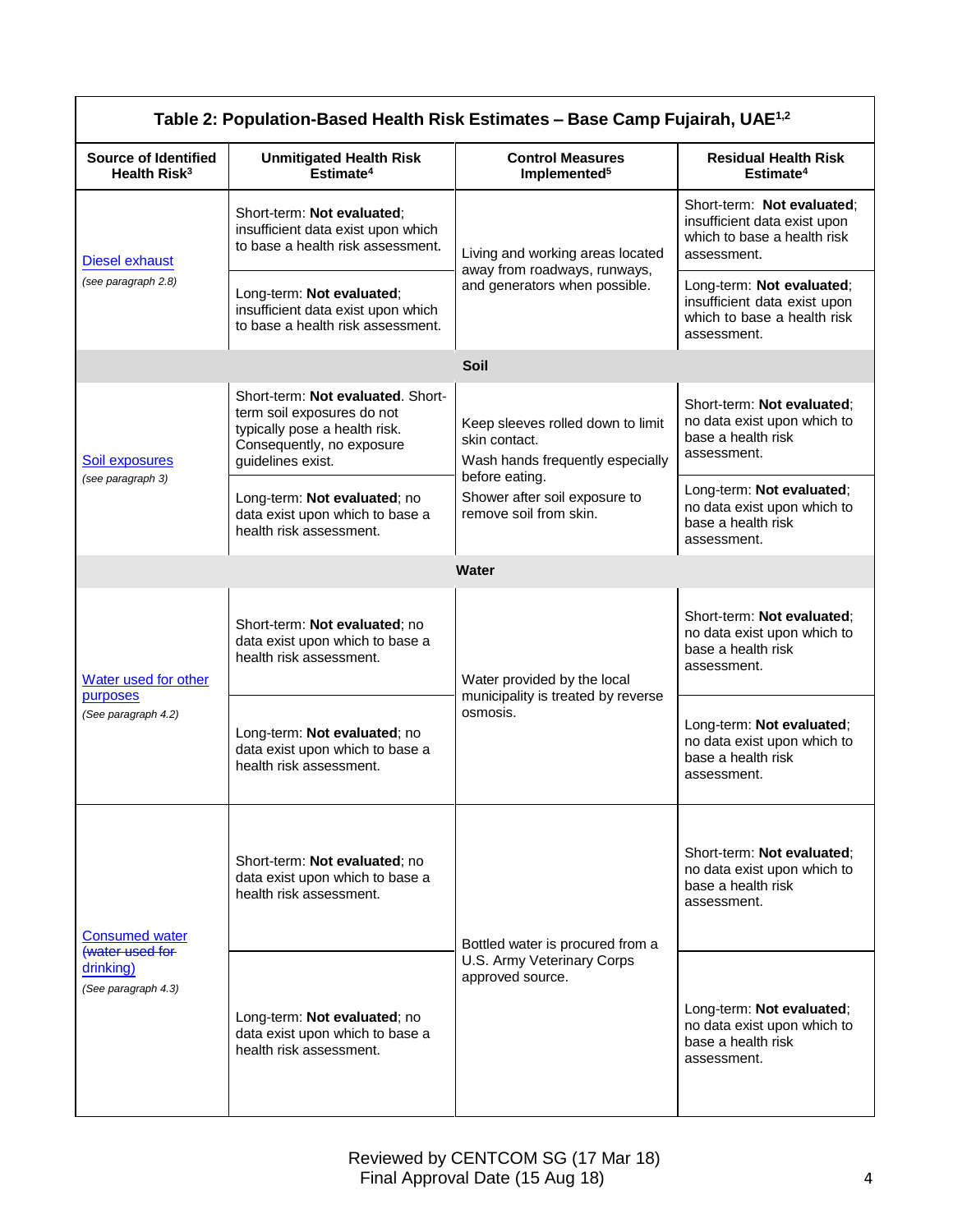| Table 2: Population-Based Health Risk Estimates – Base Camp Fujairah, UAE[1,2] | | | |
|---|---|---|---|
| **Source of Identified Health Risk[3]** | **Unmitigated Health Risk Estimate[4]** | **Control Measures Implemented[5]** | **Residual Health Risk Estimate[4]** |
| Diesel exhaust *(see paragraph 2.8)* | Short-term: **Not evaluated**; insufficient data exist upon which to base a health risk assessment. | Living and working areas located away from roadways, runways, and generators when possible. | Short-term: **Not evaluated**; insufficient data exist upon which to base a health risk assessment. |
| | Long-term: **Not evaluated**; insufficient data exist upon which to base a health risk assessment. | | Long-term: **Not evaluated**; insufficient data exist upon which to base a health risk assessment. |
| | | **Soil** | |
| Soil exposures *(see paragraph 3)* | Short-term: **Not evaluated**. Short-term soil exposures do not typically pose a health risk. Consequently, no exposure guidelines exist. | Keep sleeves rolled down to limit skin contact. Wash hands frequently especially before eating. Shower after soil exposure to remove soil from skin. | Short-term: **Not evaluated**; no data exist upon which to base a health risk assessment. |
| | Long-term: **Not evaluated**; no data exist upon which to base a health risk assessment. | | Long-term: **Not evaluated**; no data exist upon which to base a health risk assessment. |
| | | **Water** | |
| Water used for other purposes *(See paragraph 4.2)* | Short-term: **Not evaluated**; no data exist upon which to base a health risk assessment. | Water provided by the local municipality is treated by reverse osmosis. | Short-term: **Not evaluated**; no data exist upon which to base a health risk assessment. |
| | Long-term: **Not evaluated**; no data exist upon which to base a health risk assessment. | | Long-term: **Not evaluated**; no data exist upon which to base a health risk assessment. |
| Consumed water ~~(water used for~~ drinking) *(See paragraph 4.3)* | Short-term: **Not evaluated**; no data exist upon which to base a health risk assessment. | Bottled water is procured from a U.S. Army Veterinary Corps approved source. | Short-term: **Not evaluated**; no data exist upon which to base a health risk assessment. |
| | Long-term: **Not evaluated**; no data exist upon which to base a health risk assessment. | | Long-term: **Not evaluated**; no data exist upon which to base a health risk assessment. |

Reviewed by CENTCOM SG (17 Mar 18)
Final Approval Date (15 Aug 18)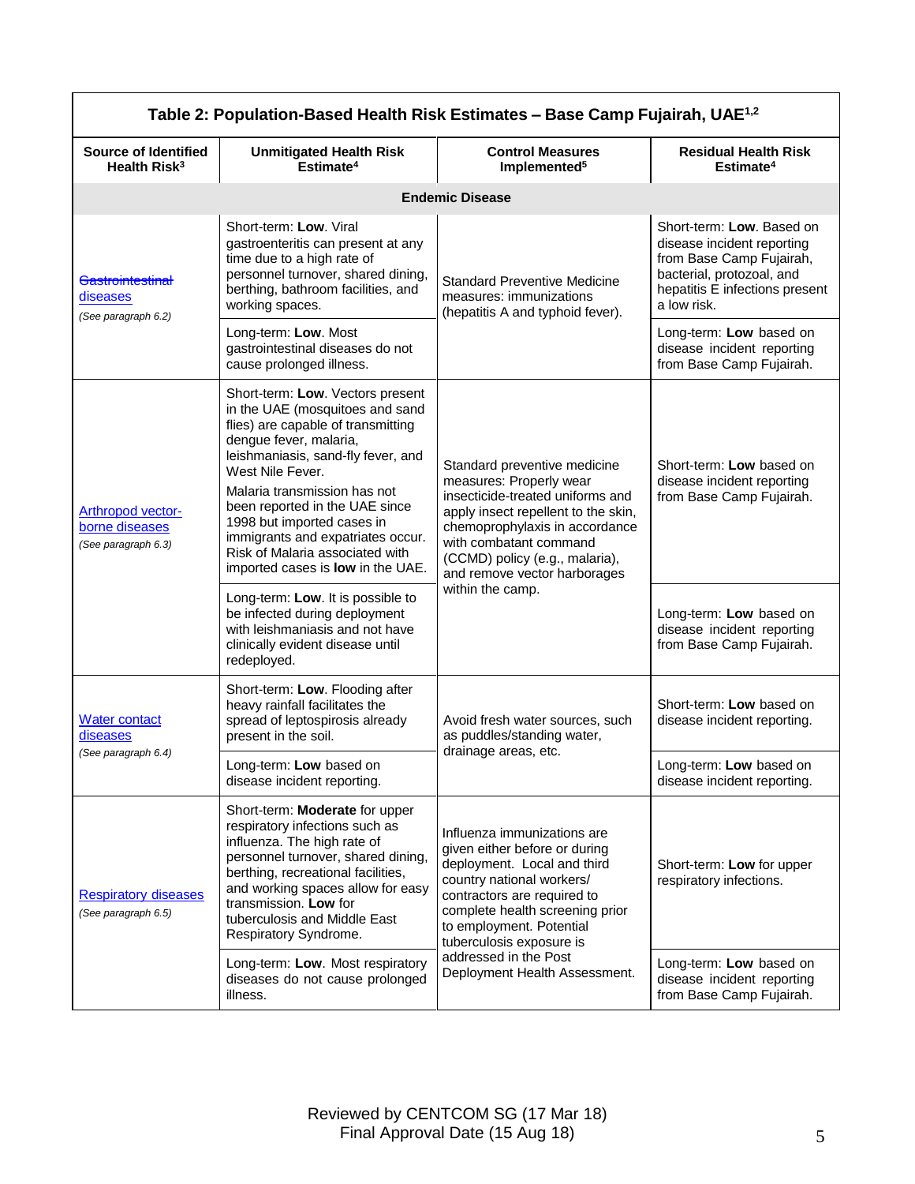| Table 2: Population-Based Health Risk Estimates – Base Camp Fujairah, UAE[1,2] | | | |
|---|---|---|---|
| **Source of Identified Health Risk[3]** | **Unmitigated Health Risk Estimate[4]** | **Control Measures Implemented[5]** | **Residual Health Risk Estimate[4]** |
| **Endemic Disease** | | | |
| ~~Gastrointestinal~~ diseases *(See paragraph 6.2)* | Short-term: **Low**. Viral gastroenteritis can present at any time due to a high rate of personnel turnover, shared dining, berthing, bathroom facilities, and working spaces. | Standard Preventive Medicine measures: immunizations (hepatitis A and typhoid fever). | Short-term: **Low**. Based on disease incident reporting from Base Camp Fujairah, bacterial, protozoal, and hepatitis E infections present a low risk. |
| | Long-term: **Low**. Most gastrointestinal diseases do not cause prolonged illness. | | Long-term: **Low** based on disease incident reporting from Base Camp Fujairah. |
| Arthropod vector-borne diseases *(See paragraph 6.3)* | Short-term: **Low**. Vectors present in the UAE (mosquitoes and sand flies) are capable of transmitting dengue fever, malaria, leishmaniasis, sand-fly fever, and West Nile Fever. Malaria transmission has not been reported in the UAE since 1998 but imported cases in immigrants and expatriates occur. Risk of Malaria associated with imported cases is **low** in the UAE. | Standard preventive medicine measures: Properly wear insecticide-treated uniforms and apply insect repellent to the skin, chemoprophylaxis in accordance with combatant command (CCMD) policy (e.g., malaria), and remove vector harborages within the camp. | Short-term: **Low** based on disease incident reporting from Base Camp Fujairah. |
| | Long-term: **Low**. It is possible to be infected during deployment with leishmaniasis and not have clinically evident disease until redeployed. | | Long-term: **Low** based on disease incident reporting from Base Camp Fujairah. |
| Water contact diseases *(See paragraph 6.4)* | Short-term: **Low**. Flooding after heavy rainfall facilitates the spread of leptospirosis already present in the soil. | Avoid fresh water sources, such as puddles/standing water, drainage areas, etc. | Short-term: **Low** based on disease incident reporting. |
| | Long-term: **Low** based on disease incident reporting. | | Long-term: **Low** based on disease incident reporting. |
| Respiratory diseases *(See paragraph 6.5)* | Short-term: **Moderate** for upper respiratory infections such as influenza. The high rate of personnel turnover, shared dining, berthing, recreational facilities, and working spaces allow for easy transmission. **Low** for tuberculosis and Middle East Respiratory Syndrome. | Influenza immunizations are given either before or during deployment. Local and third country national workers/ contractors are required to complete health screening prior to employment. Potential tuberculosis exposure is addressed in the Post Deployment Health Assessment. | Short-term: **Low** for upper respiratory infections. |
| | Long-term: **Low**. Most respiratory diseases do not cause prolonged illness. | | Long-term: **Low** based on disease incident reporting from Base Camp Fujairah. |

Reviewed by CENTCOM SG (17 Mar 18)
Final Approval Date (15 Aug 18)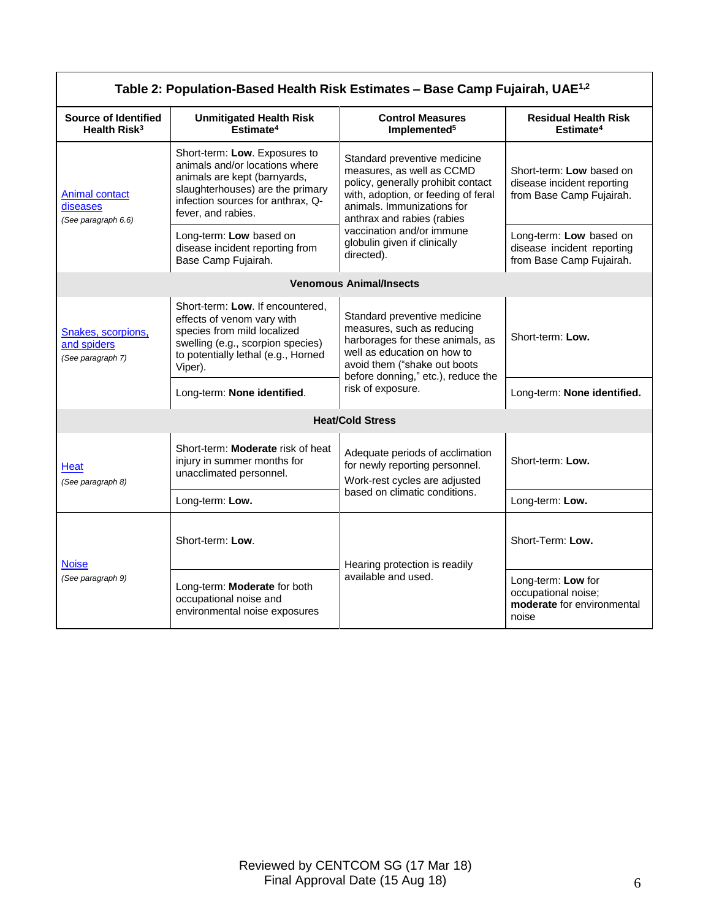| Table 2: Population-Based Health Risk Estimates – Base Camp Fujairah, UAE[1,2] | | | |
|---|---|---|---|
| **Source of Identified Health Risk**[3] | **Unmitigated Health Risk Estimate**[4] | **Control Measures Implemented**[5] | **Residual Health Risk Estimate**[4] |
| Animal contact diseases *(See paragraph 6.6)* | Short-term: **Low**. Exposures to animals and/or locations where animals are kept (barnyards, slaughterhouses) are the primary infection sources for anthrax, Q-fever, and rabies. | Standard preventive medicine measures, as well as CCMD policy, generally prohibit contact with, adoption, or feeding of feral animals. Immunizations for anthrax and rabies (rabies vaccination and/or immune globulin given if clinically directed). | Short-term: **Low** based on disease incident reporting from Base Camp Fujairah. |
| | Long-term: **Low** based on disease incident reporting from Base Camp Fujairah. | | Long-term: **Low** based on disease incident reporting from Base Camp Fujairah. |
| **Venomous Animal/Insects** | | | |
| Snakes, scorpions, and spiders *(See paragraph 7)* | Short-term: **Low**. If encountered, effects of venom vary with species from mild localized swelling (e.g., scorpion species) to potentially lethal (e.g., Horned Viper). | Standard preventive medicine measures, such as reducing harborages for these animals, as well as education on how to avoid them ("shake out boots before donning," etc.), reduce the risk of exposure. | Short-term: **Low.** |
| | Long-term: **None identified**. | | Long-term: **None identified.** |
| **Heat/Cold Stress** | | | |
| Heat *(See paragraph 8)* | Short-term: **Moderate** risk of heat injury in summer months for unacclimated personnel. | Adequate periods of acclimation for newly reporting personnel. Work-rest cycles are adjusted based on climatic conditions. | Short-term: **Low.** |
| | Long-term: **Low.** | | Long-term: **Low.** |
| Noise *(See paragraph 9)* | Short-term: **Low**. | Hearing protection is readily available and used. | Short-Term: **Low.** |
| | Long-term: **Moderate** for both occupational noise and environmental noise exposures | | Long-term: **Low** for occupational noise; **moderate** for environmental noise |

Reviewed by CENTCOM SG (17 Mar 18)
Final Approval Date (15 Aug 18)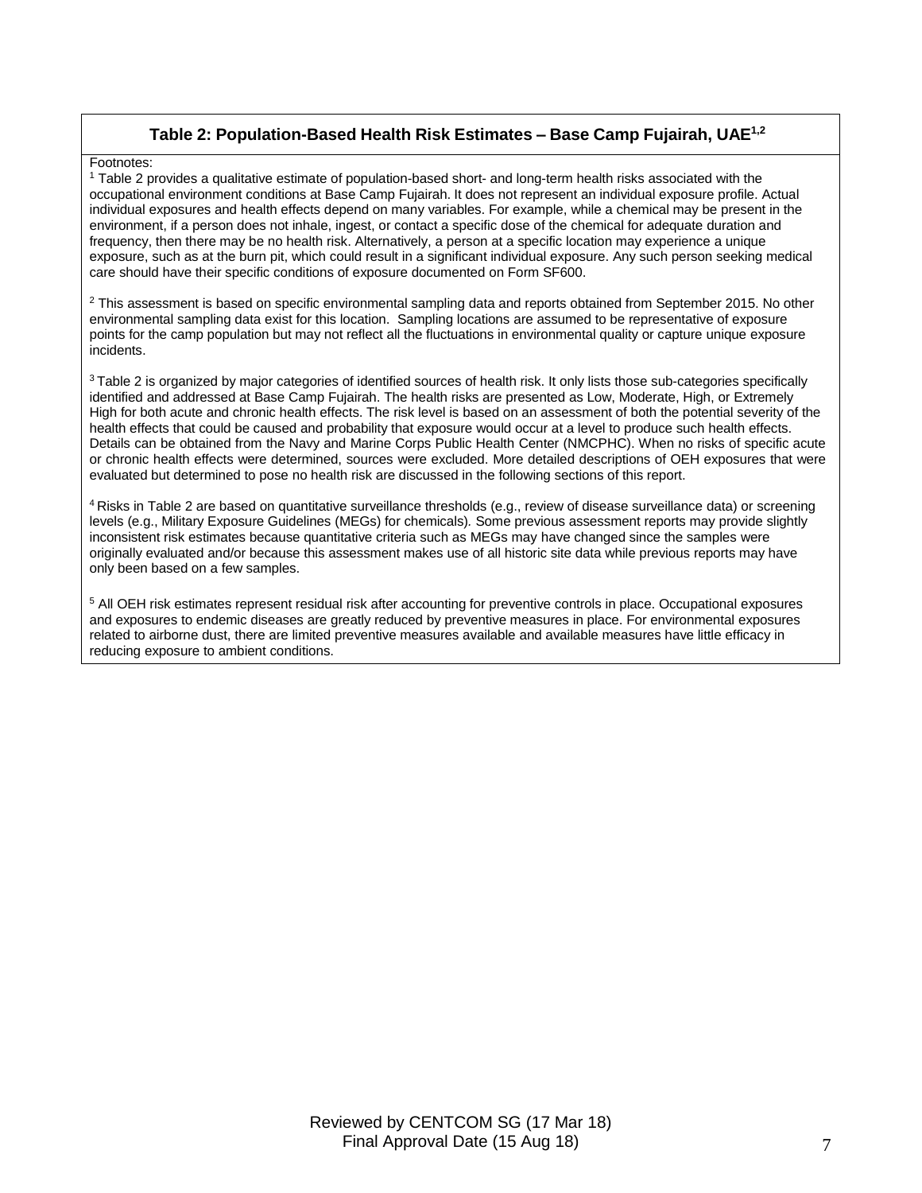**Table 2: Population-Based Health Risk Estimates – Base Camp Fujairah, UAE[1,2]**

Footnotes:

[1] Table 2 provides a qualitative estimate of population-based short- and long-term health risks associated with the occupational environment conditions at Base Camp Fujairah. It does not represent an individual exposure profile. Actual individual exposures and health effects depend on many variables. For example, while a chemical may be present in the environment, if a person does not inhale, ingest, or contact a specific dose of the chemical for adequate duration and frequency, then there may be no health risk. Alternatively, a person at a specific location may experience a unique exposure, such as at the burn pit, which could result in a significant individual exposure. Any such person seeking medical care should have their specific conditions of exposure documented on Form SF600.

[2] This assessment is based on specific environmental sampling data and reports obtained from September 2015. No other environmental sampling data exist for this location. Sampling locations are assumed to be representative of exposure points for the camp population but may not reflect all the fluctuations in environmental quality or capture unique exposure incidents.

[3] Table 2 is organized by major categories of identified sources of health risk. It only lists those sub-categories specifically identified and addressed at Base Camp Fujairah. The health risks are presented as Low, Moderate, High, or Extremely High for both acute and chronic health effects. The risk level is based on an assessment of both the potential severity of the health effects that could be caused and probability that exposure would occur at a level to produce such health effects. Details can be obtained from the Navy and Marine Corps Public Health Center (NMCPHC). When no risks of specific acute or chronic health effects were determined, sources were excluded. More detailed descriptions of OEH exposures that were evaluated but determined to pose no health risk are discussed in the following sections of this report.

[4] Risks in Table 2 are based on quantitative surveillance thresholds (e.g., review of disease surveillance data) or screening levels (e.g., Military Exposure Guidelines (MEGs) for chemicals). Some previous assessment reports may provide slightly inconsistent risk estimates because quantitative criteria such as MEGs may have changed since the samples were originally evaluated and/or because this assessment makes use of all historic site data while previous reports may have only been based on a few samples.

[5] All OEH risk estimates represent residual risk after accounting for preventive controls in place. Occupational exposures and exposures to endemic diseases are greatly reduced by preventive measures in place. For environmental exposures related to airborne dust, there are limited preventive measures available and available measures have little efficacy in reducing exposure to ambient conditions.

Reviewed by CENTCOM SG (17 Mar 18)
Final Approval Date (15 Aug 18)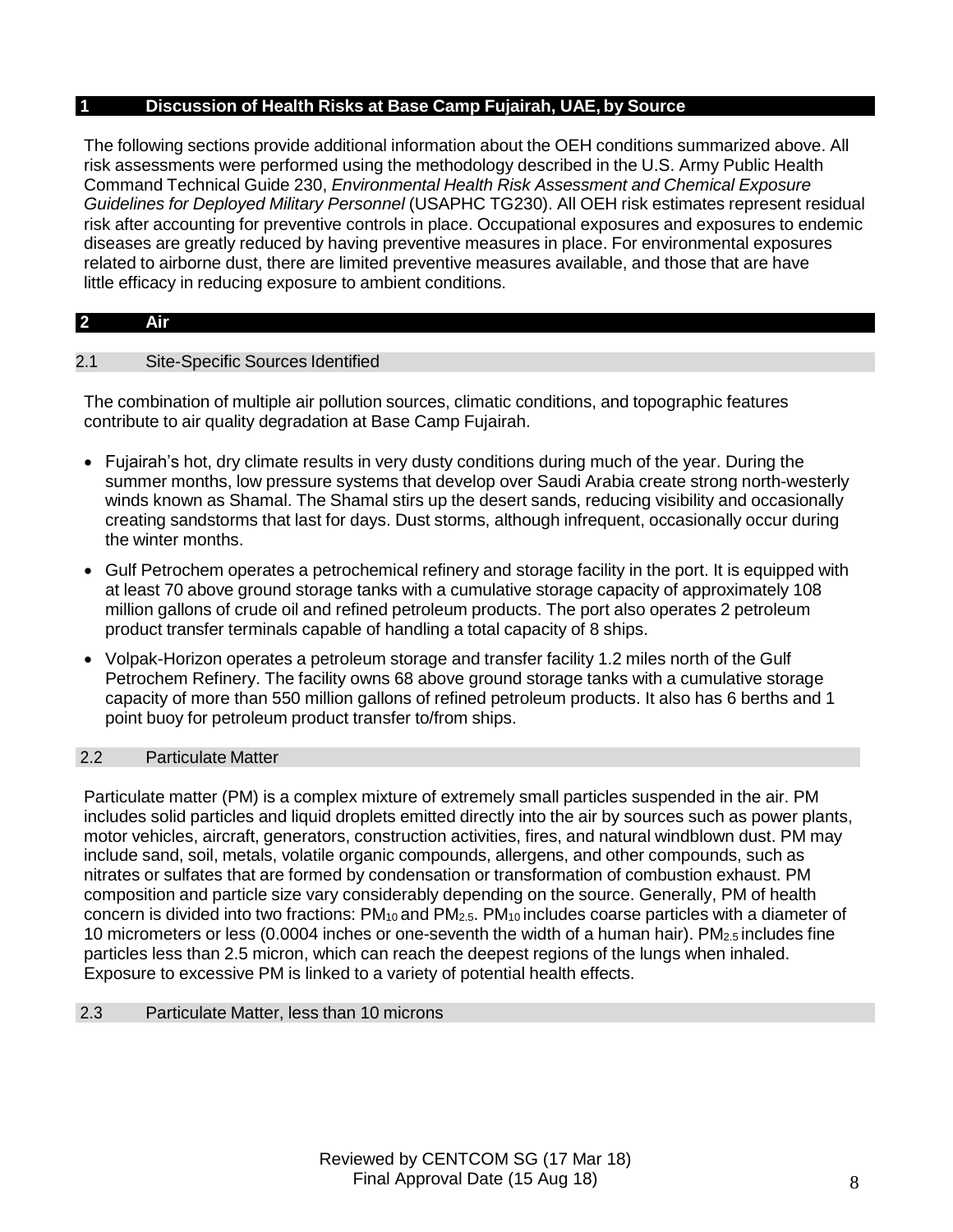# 1 Discussion of Health Risks at Base Camp Fujairah, UAE, by Source

The following sections provide additional information about the OEH conditions summarized above. All risk assessments were performed using the methodology described in the U.S. Army Public Health Command Technical Guide 230, *Environmental Health Risk Assessment and Chemical Exposure Guidelines for Deployed Military Personnel* (USAPHC TG230). All OEH risk estimates represent residual risk after accounting for preventive controls in place. Occupational exposures and exposures to endemic diseases are greatly reduced by having preventive measures in place. For environmental exposures related to airborne dust, there are limited preventive measures available, and those that are have little efficacy in reducing exposure to ambient conditions.

# 2 Air

## 2.1 Site-Specific Sources Identified

The combination of multiple air pollution sources, climatic conditions, and topographic features contribute to air quality degradation at Base Camp Fujairah.

- Fujairah's hot, dry climate results in very dusty conditions during much of the year. During the summer months, low pressure systems that develop over Saudi Arabia create strong north-westerly winds known as Shamal. The Shamal stirs up the desert sands, reducing visibility and occasionally creating sandstorms that last for days. Dust storms, although infrequent, occasionally occur during the winter months.
- Gulf Petrochem operates a petrochemical refinery and storage facility in the port. It is equipped with at least 70 above ground storage tanks with a cumulative storage capacity of approximately 108 million gallons of crude oil and refined petroleum products. The port also operates 2 petroleum product transfer terminals capable of handling a total capacity of 8 ships.
- Volpak-Horizon operates a petroleum storage and transfer facility 1.2 miles north of the Gulf Petrochem Refinery. The facility owns 68 above ground storage tanks with a cumulative storage capacity of more than 550 million gallons of refined petroleum products. It also has 6 berths and 1 point buoy for petroleum product transfer to/from ships.

## 2.2 Particulate Matter

Particulate matter (PM) is a complex mixture of extremely small particles suspended in the air. PM includes solid particles and liquid droplets emitted directly into the air by sources such as power plants, motor vehicles, aircraft, generators, construction activities, fires, and natural windblown dust. PM may include sand, soil, metals, volatile organic compounds, allergens, and other compounds, such as nitrates or sulfates that are formed by condensation or transformation of combustion exhaust. PM composition and particle size vary considerably depending on the source. Generally, PM of health concern is divided into two fractions: $PM_{10}$ and $PM_{2.5}$. $PM_{10}$ includes coarse particles with a diameter of 10 micrometers or less (0.0004 inches or one-seventh the width of a human hair). $PM_{2.5}$ includes fine particles less than 2.5 micron, which can reach the deepest regions of the lungs when inhaled. Exposure to excessive PM is linked to a variety of potential health effects.

## 2.3 Particulate Matter, less than 10 microns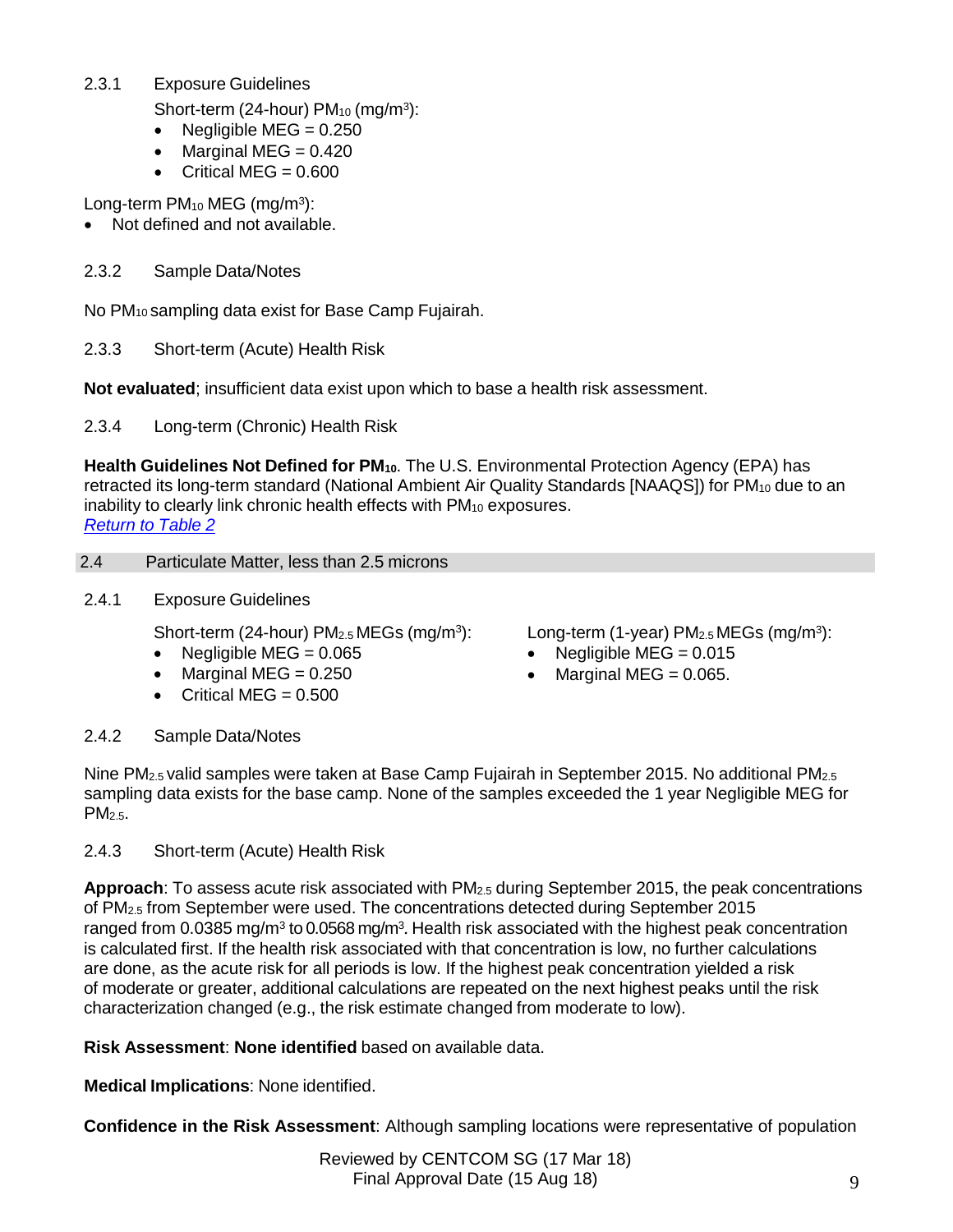### 2.3.1 Exposure Guidelines

Short-term (24-hour) $PM_{10}$ (mg/m$^3$):

- Negligible MEG = 0.250
- Marginal MEG = 0.420
- Critical MEG = 0.600

Long-term $PM_{10}$ MEG (mg/m$^3$):

- Not defined and not available.

### 2.3.2 Sample Data/Notes

No $PM_{10}$ sampling data exist for Base Camp Fujairah.

### 2.3.3 Short-term (Acute) Health Risk

**Not evaluated**; insufficient data exist upon which to base a health risk assessment.

### 2.3.4 Long-term (Chronic) Health Risk

**Health Guidelines Not Defined for $PM_{10}$.** The U.S. Environmental Protection Agency (EPA) has retracted its long-term standard (National Ambient Air Quality Standards [NAAQS]) for $PM_{10}$ due to an inability to clearly link chronic health effects with $PM_{10}$ exposures.
*Return to Table 2*

## 2.4 Particulate Matter, less than 2.5 microns

### 2.4.1 Exposure Guidelines

Short-term (24-hour) $PM_{2.5}$ MEGs (mg/m$^3$):

- Negligible MEG = 0.065
- Marginal MEG = 0.250
- Critical MEG = 0.500

Long-term (1-year) $PM_{2.5}$ MEGs (mg/m$^3$):

- Negligible MEG = 0.015
- Marginal MEG = 0.065.

### 2.4.2 Sample Data/Notes

Nine $PM_{2.5}$ valid samples were taken at Base Camp Fujairah in September 2015. No additional $PM_{2.5}$ sampling data exists for the base camp. None of the samples exceeded the 1 year Negligible MEG for $PM_{2.5}$.

### 2.4.3 Short-term (Acute) Health Risk

**Approach**: To assess acute risk associated with $PM_{2.5}$ during September 2015, the peak concentrations of $PM_{2.5}$ from September were used. The concentrations detected during September 2015 ranged from 0.0385 mg/m$^3$ to 0.0568 mg/m$^3$. Health risk associated with the highest peak concentration is calculated first. If the health risk associated with that concentration is low, no further calculations are done, as the acute risk for all periods is low. If the highest peak concentration yielded a risk of moderate or greater, additional calculations are repeated on the next highest peaks until the risk characterization changed (e.g., the risk estimate changed from moderate to low).

**Risk Assessment**: **None identified** based on available data.

**Medical Implications**: None identified.

**Confidence in the Risk Assessment**: Although sampling locations were representative of population

Reviewed by CENTCOM SG (17 Mar 18)
Final Approval Date (15 Aug 18)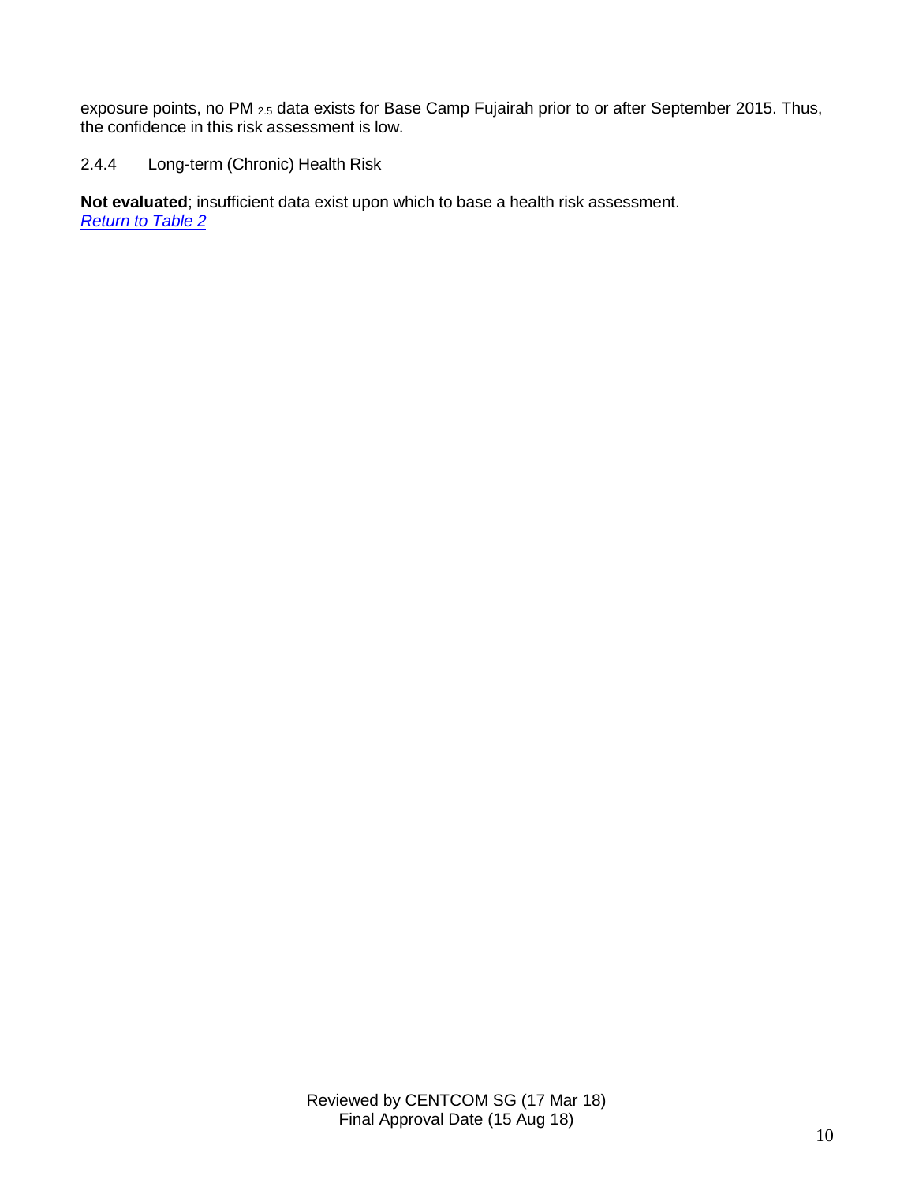exposure points, no $PM_{2.5}$ data exists for Base Camp Fujairah prior to or after September 2015. Thus, the confidence in this risk assessment is low.

#### 2.4.4 Long-term (Chronic) Health Risk

**Not evaluated**; insufficient data exist upon which to base a health risk assessment.
*Return to Table 2*

Reviewed by CENTCOM SG (17 Mar 18)
Final Approval Date (15 Aug 18)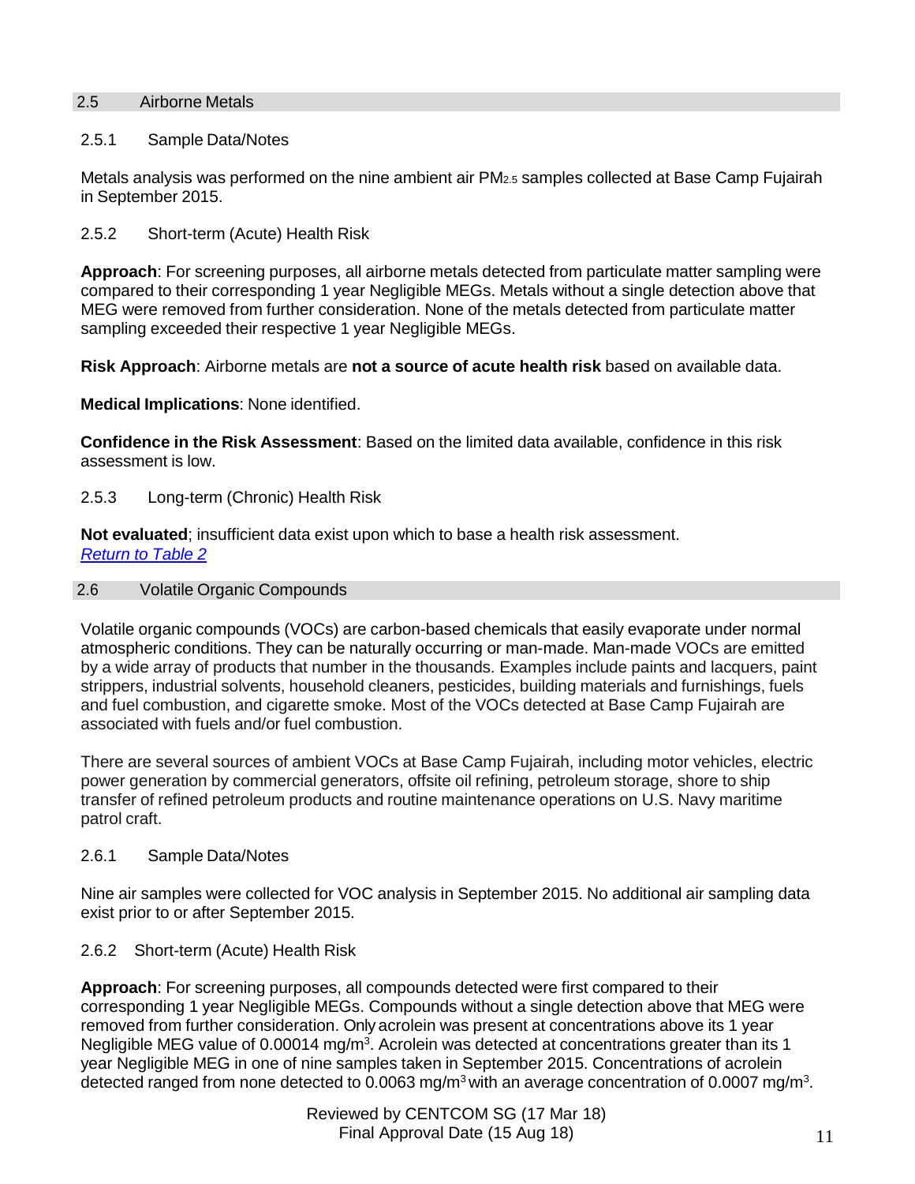## 2.5 Airborne Metals

### 2.5.1 Sample Data/Notes

Metals analysis was performed on the nine ambient air $PM_{2.5}$ samples collected at Base Camp Fujairah in September 2015.

### 2.5.2 Short-term (Acute) Health Risk

**Approach**: For screening purposes, all airborne metals detected from particulate matter sampling were compared to their corresponding 1 year Negligible MEGs. Metals without a single detection above that MEG were removed from further consideration. None of the metals detected from particulate matter sampling exceeded their respective 1 year Negligible MEGs.

**Risk Approach**: Airborne metals are **not a source of acute health risk** based on available data.

**Medical Implications**: None identified.

**Confidence in the Risk Assessment**: Based on the limited data available, confidence in this risk assessment is low.

### 2.5.3 Long-term (Chronic) Health Risk

**Not evaluated**; insufficient data exist upon which to base a health risk assessment.
*Return to Table 2*

## 2.6 Volatile Organic Compounds

Volatile organic compounds (VOCs) are carbon-based chemicals that easily evaporate under normal atmospheric conditions. They can be naturally occurring or man-made. Man-made VOCs are emitted by a wide array of products that number in the thousands. Examples include paints and lacquers, paint strippers, industrial solvents, household cleaners, pesticides, building materials and furnishings, fuels and fuel combustion, and cigarette smoke. Most of the VOCs detected at Base Camp Fujairah are associated with fuels and/or fuel combustion.

There are several sources of ambient VOCs at Base Camp Fujairah, including motor vehicles, electric power generation by commercial generators, offsite oil refining, petroleum storage, shore to ship transfer of refined petroleum products and routine maintenance operations on U.S. Navy maritime patrol craft.

### 2.6.1 Sample Data/Notes

Nine air samples were collected for VOC analysis in September 2015. No additional air sampling data exist prior to or after September 2015.

### 2.6.2 Short-term (Acute) Health Risk

**Approach**: For screening purposes, all compounds detected were first compared to their corresponding 1 year Negligible MEGs. Compounds without a single detection above that MEG were removed from further consideration. Only acrolein was present at concentrations above its 1 year Negligible MEG value of 0.00014 mg/m$^3$. Acrolein was detected at concentrations greater than its 1 year Negligible MEG in one of nine samples taken in September 2015. Concentrations of acrolein detected ranged from none detected to 0.0063 mg/m$^3$ with an average concentration of 0.0007 mg/m$^3$.

Reviewed by CENTCOM SG (17 Mar 18)
Final Approval Date (15 Aug 18)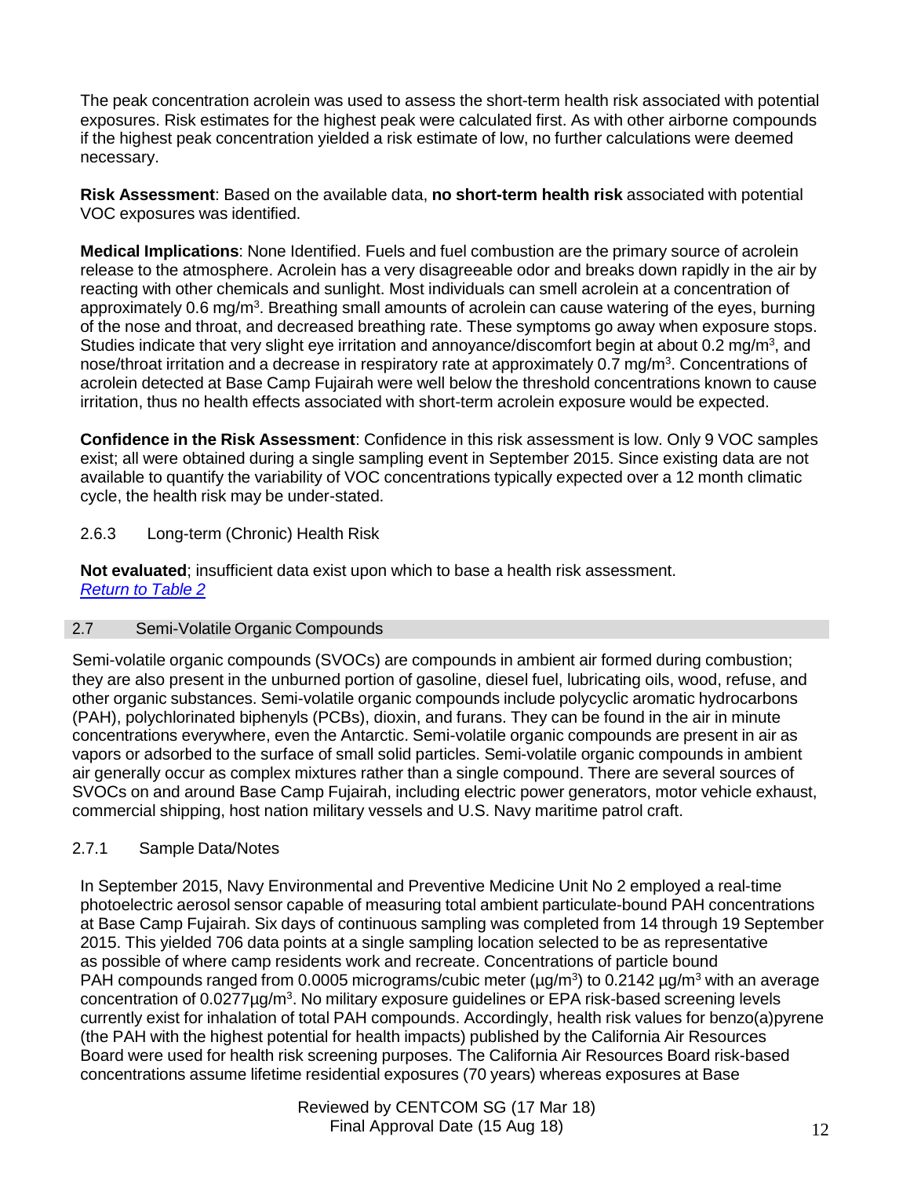The peak concentration acrolein was used to assess the short-term health risk associated with potential exposures. Risk estimates for the highest peak were calculated first. As with other airborne compounds if the highest peak concentration yielded a risk estimate of low, no further calculations were deemed necessary.

**Risk Assessment**: Based on the available data, **no short-term health risk** associated with potential VOC exposures was identified.

**Medical Implications**: None Identified. Fuels and fuel combustion are the primary source of acrolein release to the atmosphere. Acrolein has a very disagreeable odor and breaks down rapidly in the air by reacting with other chemicals and sunlight. Most individuals can smell acrolein at a concentration of approximately 0.6 mg/m$^3$. Breathing small amounts of acrolein can cause watering of the eyes, burning of the nose and throat, and decreased breathing rate. These symptoms go away when exposure stops. Studies indicate that very slight eye irritation and annoyance/discomfort begin at about 0.2 mg/m$^3$, and nose/throat irritation and a decrease in respiratory rate at approximately 0.7 mg/m$^3$. Concentrations of acrolein detected at Base Camp Fujairah were well below the threshold concentrations known to cause irritation, thus no health effects associated with short-term acrolein exposure would be expected.

**Confidence in the Risk Assessment**: Confidence in this risk assessment is low. Only 9 VOC samples exist; all were obtained during a single sampling event in September 2015. Since existing data are not available to quantify the variability of VOC concentrations typically expected over a 12 month climatic cycle, the health risk may be under-stated.

#### 2.6.3 Long-term (Chronic) Health Risk

**Not evaluated**; insufficient data exist upon which to base a health risk assessment.
*Return to Table 2*

## 2.7 Semi-Volatile Organic Compounds

Semi-volatile organic compounds (SVOCs) are compounds in ambient air formed during combustion; they are also present in the unburned portion of gasoline, diesel fuel, lubricating oils, wood, refuse, and other organic substances. Semi-volatile organic compounds include polycyclic aromatic hydrocarbons (PAH), polychlorinated biphenyls (PCBs), dioxin, and furans. They can be found in the air in minute concentrations everywhere, even the Antarctic. Semi-volatile organic compounds are present in air as vapors or adsorbed to the surface of small solid particles. Semi-volatile organic compounds in ambient air generally occur as complex mixtures rather than a single compound. There are several sources of SVOCs on and around Base Camp Fujairah, including electric power generators, motor vehicle exhaust, commercial shipping, host nation military vessels and U.S. Navy maritime patrol craft.

### 2.7.1 Sample Data/Notes

In September 2015, Navy Environmental and Preventive Medicine Unit No 2 employed a real-time photoelectric aerosol sensor capable of measuring total ambient particulate-bound PAH concentrations at Base Camp Fujairah. Six days of continuous sampling was completed from 14 through 19 September 2015. This yielded 706 data points at a single sampling location selected to be as representative as possible of where camp residents work and recreate. Concentrations of particle bound PAH compounds ranged from 0.0005 micrograms/cubic meter (µg/m$^3$) to 0.2142 µg/m$^3$ with an average concentration of 0.0277µg/m$^3$. No military exposure guidelines or EPA risk-based screening levels currently exist for inhalation of total PAH compounds. Accordingly, health risk values for benzo(a)pyrene (the PAH with the highest potential for health impacts) published by the California Air Resources Board were used for health risk screening purposes. The California Air Resources Board risk-based concentrations assume lifetime residential exposures (70 years) whereas exposures at Base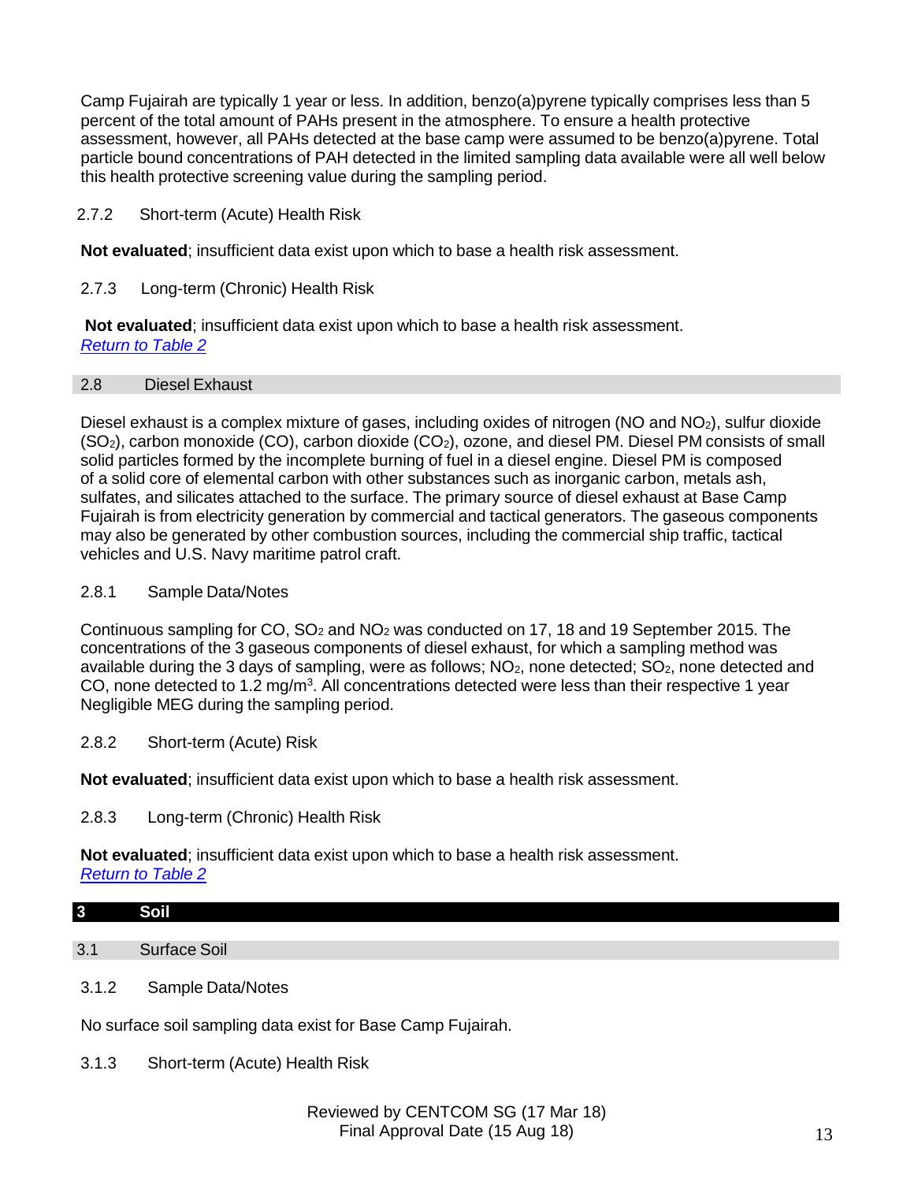Camp Fujairah are typically 1 year or less. In addition, benzo(a)pyrene typically comprises less than 5 percent of the total amount of PAHs present in the atmosphere. To ensure a health protective assessment, however, all PAHs detected at the base camp were assumed to be benzo(a)pyrene. Total particle bound concentrations of PAH detected in the limited sampling data available were all well below this health protective screening value during the sampling period.

#### 2.7.2 Short-term (Acute) Health Risk

**Not evaluated**; insufficient data exist upon which to base a health risk assessment.

#### 2.7.3 Long-term (Chronic) Health Risk

**Not evaluated**; insufficient data exist upon which to base a health risk assessment.
*Return to Table 2*

### 2.8 Diesel Exhaust

Diesel exhaust is a complex mixture of gases, including oxides of nitrogen (NO and $NO_2$), sulfur dioxide ($SO_2$), carbon monoxide (CO), carbon dioxide ($CO_2$), ozone, and diesel PM. Diesel PM consists of small solid particles formed by the incomplete burning of fuel in a diesel engine. Diesel PM is composed of a solid core of elemental carbon with other substances such as inorganic carbon, metals ash, sulfates, and silicates attached to the surface. The primary source of diesel exhaust at Base Camp Fujairah is from electricity generation by commercial and tactical generators. The gaseous components may also be generated by other combustion sources, including the commercial ship traffic, tactical vehicles and U.S. Navy maritime patrol craft.

#### 2.8.1 Sample Data/Notes

Continuous sampling for CO, $SO_2$ and $NO_2$ was conducted on 17, 18 and 19 September 2015. The concentrations of the 3 gaseous components of diesel exhaust, for which a sampling method was available during the 3 days of sampling, were as follows; $NO_2$, none detected; $SO_2$, none detected and CO, none detected to 1.2 mg/m$^3$. All concentrations detected were less than their respective 1 year Negligible MEG during the sampling period.

#### 2.8.2 Short-term (Acute) Risk

**Not evaluated**; insufficient data exist upon which to base a health risk assessment.

#### 2.8.3 Long-term (Chronic) Health Risk

**Not evaluated**; insufficient data exist upon which to base a health risk assessment.
*Return to Table 2*

## 3 Soil

### 3.1 Surface Soil

#### 3.1.2 Sample Data/Notes

No surface soil sampling data exist for Base Camp Fujairah.

#### 3.1.3 Short-term (Acute) Health Risk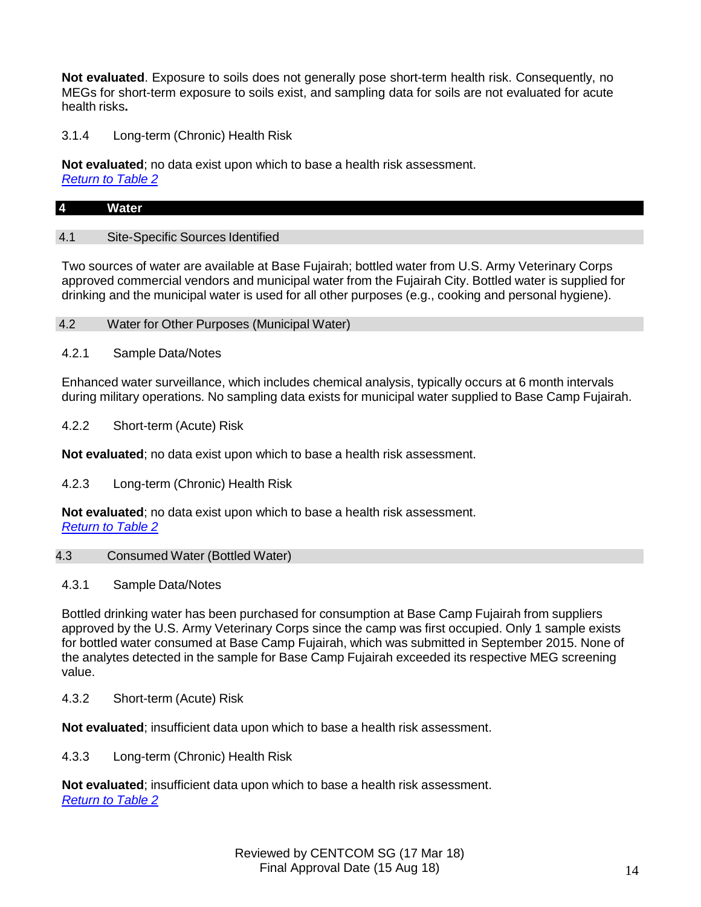**Not evaluated**. Exposure to soils does not generally pose short-term health risk. Consequently, no MEGs for short-term exposure to soils exist, and sampling data for soils are not evaluated for acute health risks**.**

#### 3.1.4 Long-term (Chronic) Health Risk

**Not evaluated**; no data exist upon which to base a health risk assessment.
*Return to Table 2*

## 4 Water

### 4.1 Site-Specific Sources Identified

Two sources of water are available at Base Fujairah; bottled water from U.S. Army Veterinary Corps approved commercial vendors and municipal water from the Fujairah City. Bottled water is supplied for drinking and the municipal water is used for all other purposes (e.g., cooking and personal hygiene).

### 4.2 Water for Other Purposes (Municipal Water)

#### 4.2.1 Sample Data/Notes

Enhanced water surveillance, which includes chemical analysis, typically occurs at 6 month intervals during military operations. No sampling data exists for municipal water supplied to Base Camp Fujairah.

#### 4.2.2 Short-term (Acute) Risk

**Not evaluated**; no data exist upon which to base a health risk assessment.

#### 4.2.3 Long-term (Chronic) Health Risk

**Not evaluated**; no data exist upon which to base a health risk assessment.
*Return to Table 2*

### 4.3 Consumed Water (Bottled Water)

#### 4.3.1 Sample Data/Notes

Bottled drinking water has been purchased for consumption at Base Camp Fujairah from suppliers approved by the U.S. Army Veterinary Corps since the camp was first occupied. Only 1 sample exists for bottled water consumed at Base Camp Fujairah, which was submitted in September 2015. None of the analytes detected in the sample for Base Camp Fujairah exceeded its respective MEG screening value.

#### 4.3.2 Short-term (Acute) Risk

**Not evaluated**; insufficient data upon which to base a health risk assessment.

#### 4.3.3 Long-term (Chronic) Health Risk

**Not evaluated**; insufficient data upon which to base a health risk assessment.
*Return to Table 2*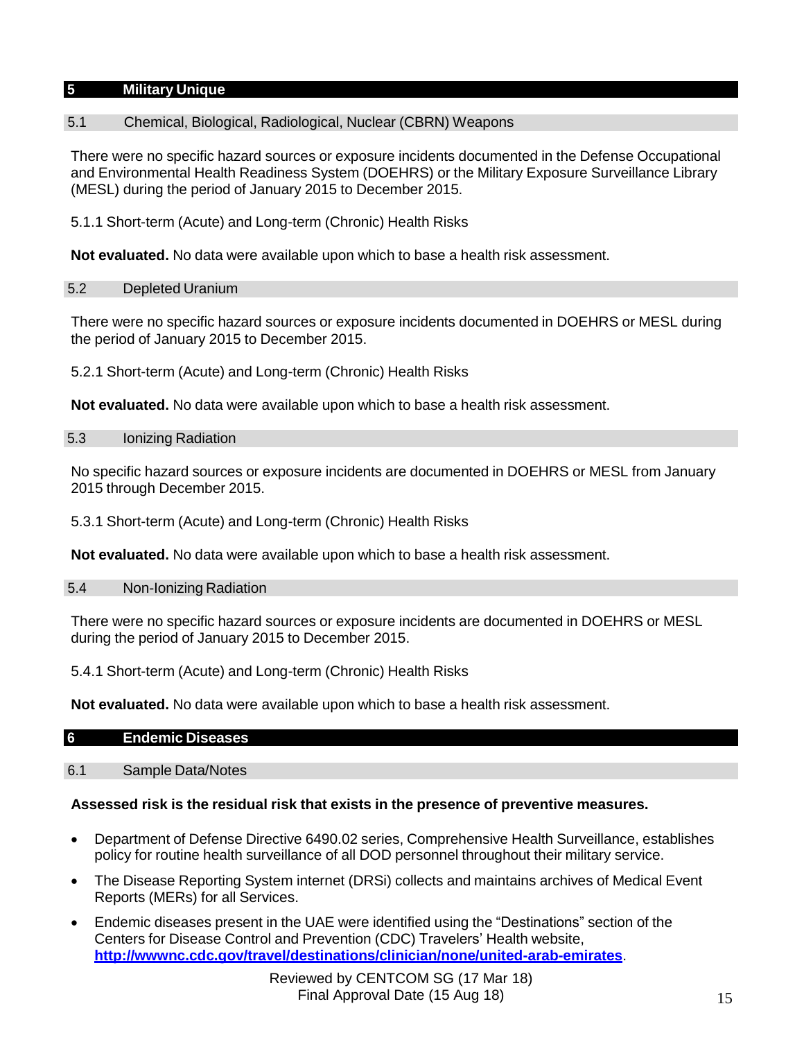## 5 Military Unique

### 5.1 Chemical, Biological, Radiological, Nuclear (CBRN) Weapons

There were no specific hazard sources or exposure incidents documented in the Defense Occupational and Environmental Health Readiness System (DOEHRS) or the Military Exposure Surveillance Library (MESL) during the period of January 2015 to December 2015.

5.1.1 Short-term (Acute) and Long-term (Chronic) Health Risks

**Not evaluated.** No data were available upon which to base a health risk assessment.

### 5.2 Depleted Uranium

There were no specific hazard sources or exposure incidents documented in DOEHRS or MESL during the period of January 2015 to December 2015.

5.2.1 Short-term (Acute) and Long-term (Chronic) Health Risks

**Not evaluated.** No data were available upon which to base a health risk assessment.

### 5.3 Ionizing Radiation

No specific hazard sources or exposure incidents are documented in DOEHRS or MESL from January 2015 through December 2015.

5.3.1 Short-term (Acute) and Long-term (Chronic) Health Risks

**Not evaluated.** No data were available upon which to base a health risk assessment.

### 5.4 Non-Ionizing Radiation

There were no specific hazard sources or exposure incidents are documented in DOEHRS or MESL during the period of January 2015 to December 2015.

5.4.1 Short-term (Acute) and Long-term (Chronic) Health Risks

**Not evaluated.** No data were available upon which to base a health risk assessment.

## 6 Endemic Diseases

### 6.1 Sample Data/Notes

**Assessed risk is the residual risk that exists in the presence of preventive measures.**

- Department of Defense Directive 6490.02 series, Comprehensive Health Surveillance, establishes policy for routine health surveillance of all DOD personnel throughout their military service.
- The Disease Reporting System internet (DRSi) collects and maintains archives of Medical Event Reports (MERs) for all Services.
- Endemic diseases present in the UAE were identified using the "Destinations" section of the Centers for Disease Control and Prevention (CDC) Travelers' Health website, **http://wwwnc.cdc.gov/travel/destinations/clinician/none/united-arab-emirates**.

Reviewed by CENTCOM SG (17 Mar 18)
Final Approval Date (15 Aug 18)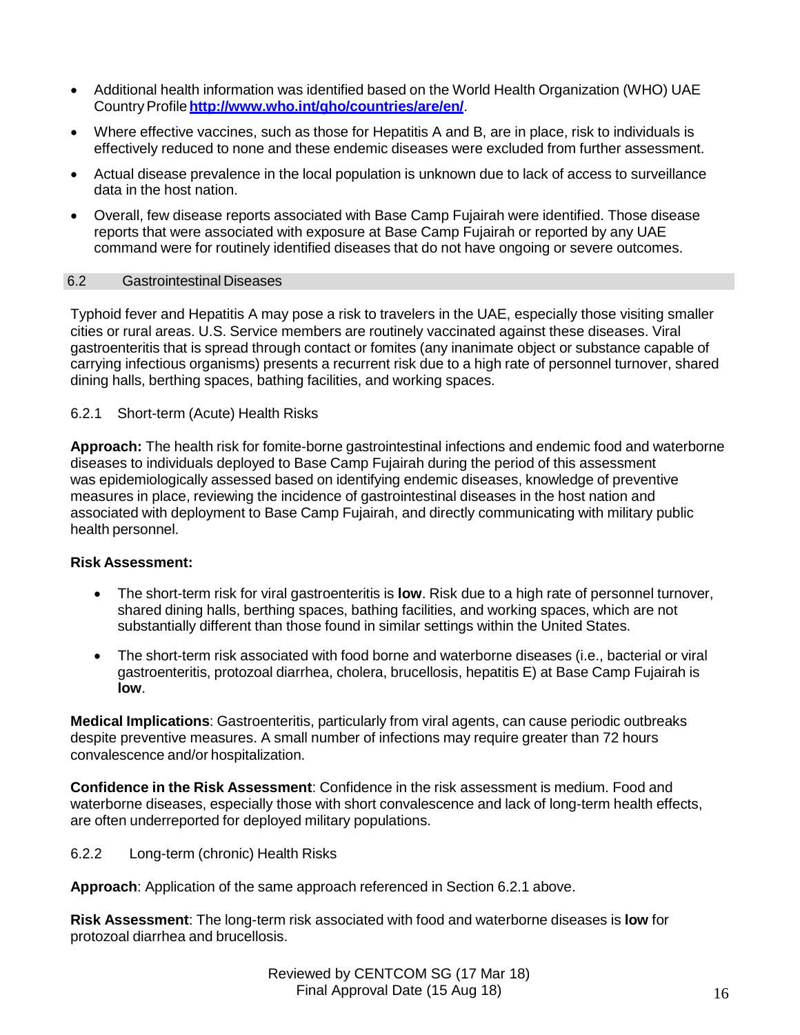- Additional health information was identified based on the World Health Organization (WHO) UAE Country Profile **[http://www.who.int/gho/countries/are/en/](http://www.who.int/gho/countries/are/en/)**.
- Where effective vaccines, such as those for Hepatitis A and B, are in place, risk to individuals is effectively reduced to none and these endemic diseases were excluded from further assessment.
- Actual disease prevalence in the local population is unknown due to lack of access to surveillance data in the host nation.
- Overall, few disease reports associated with Base Camp Fujairah were identified. Those disease reports that were associated with exposure at Base Camp Fujairah or reported by any UAE command were for routinely identified diseases that do not have ongoing or severe outcomes.

## 6.2 Gastrointestinal Diseases

Typhoid fever and Hepatitis A may pose a risk to travelers in the UAE, especially those visiting smaller cities or rural areas. U.S. Service members are routinely vaccinated against these diseases. Viral gastroenteritis that is spread through contact or fomites (any inanimate object or substance capable of carrying infectious organisms) presents a recurrent risk due to a high rate of personnel turnover, shared dining halls, berthing spaces, bathing facilities, and working spaces.

### 6.2.1 Short-term (Acute) Health Risks

**Approach:** The health risk for fomite-borne gastrointestinal infections and endemic food and waterborne diseases to individuals deployed to Base Camp Fujairah during the period of this assessment was epidemiologically assessed based on identifying endemic diseases, knowledge of preventive measures in place, reviewing the incidence of gastrointestinal diseases in the host nation and associated with deployment to Base Camp Fujairah, and directly communicating with military public health personnel.

**Risk Assessment:**

- The short-term risk for viral gastroenteritis is **low**. Risk due to a high rate of personnel turnover, shared dining halls, berthing spaces, bathing facilities, and working spaces, which are not substantially different than those found in similar settings within the United States.
- The short-term risk associated with food borne and waterborne diseases (i.e., bacterial or viral gastroenteritis, protozoal diarrhea, cholera, brucellosis, hepatitis E) at Base Camp Fujairah is **low**.

**Medical Implications**: Gastroenteritis, particularly from viral agents, can cause periodic outbreaks despite preventive measures. A small number of infections may require greater than 72 hours convalescence and/or hospitalization.

**Confidence in the Risk Assessment**: Confidence in the risk assessment is medium. Food and waterborne diseases, especially those with short convalescence and lack of long-term health effects, are often underreported for deployed military populations.

### 6.2.2 Long-term (chronic) Health Risks

**Approach**: Application of the same approach referenced in Section 6.2.1 above.

**Risk Assessment**: The long-term risk associated with food and waterborne diseases is **low** for protozoal diarrhea and brucellosis.

Reviewed by CENTCOM SG (17 Mar 18)
Final Approval Date (15 Aug 18)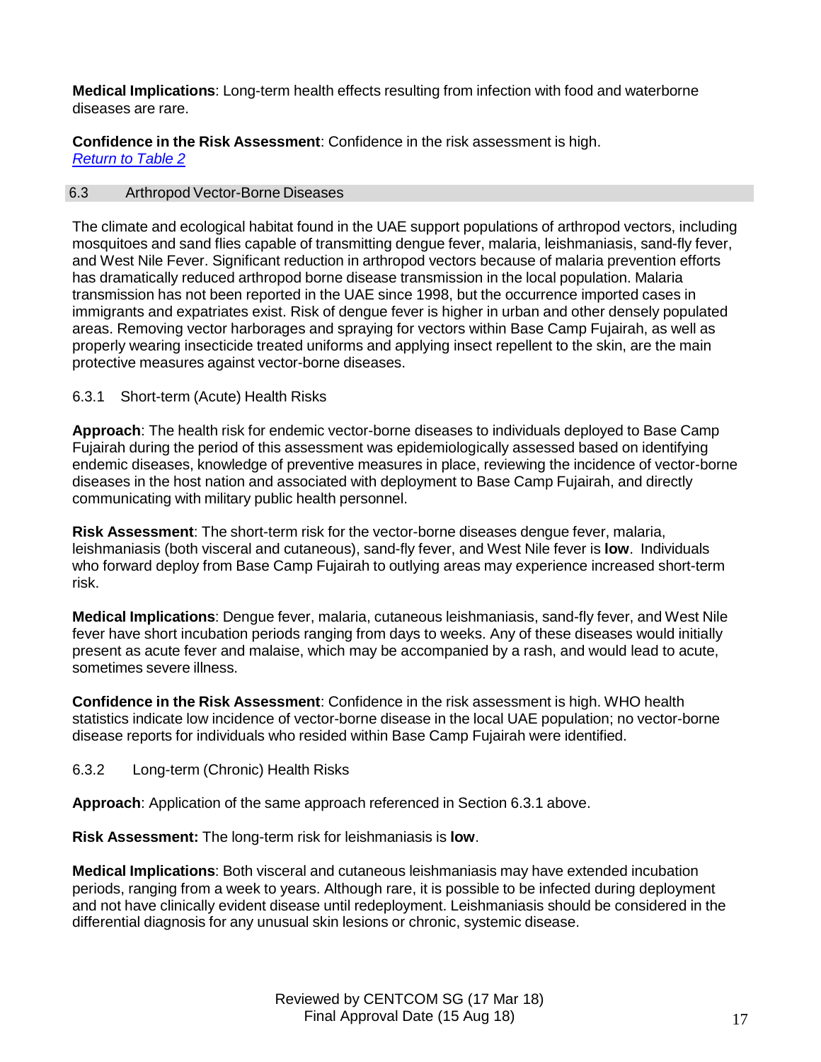**Medical Implications**: Long-term health effects resulting from infection with food and waterborne diseases are rare.

**Confidence in the Risk Assessment**: Confidence in the risk assessment is high.
*Return to Table 2*

## 6.3 Arthropod Vector-Borne Diseases

The climate and ecological habitat found in the UAE support populations of arthropod vectors, including mosquitoes and sand flies capable of transmitting dengue fever, malaria, leishmaniasis, sand-fly fever, and West Nile Fever. Significant reduction in arthropod vectors because of malaria prevention efforts has dramatically reduced arthropod borne disease transmission in the local population. Malaria transmission has not been reported in the UAE since 1998, but the occurrence imported cases in immigrants and expatriates exist. Risk of dengue fever is higher in urban and other densely populated areas. Removing vector harborages and spraying for vectors within Base Camp Fujairah, as well as properly wearing insecticide treated uniforms and applying insect repellent to the skin, are the main protective measures against vector-borne diseases.

### 6.3.1 Short-term (Acute) Health Risks

**Approach**: The health risk for endemic vector-borne diseases to individuals deployed to Base Camp Fujairah during the period of this assessment was epidemiologically assessed based on identifying endemic diseases, knowledge of preventive measures in place, reviewing the incidence of vector-borne diseases in the host nation and associated with deployment to Base Camp Fujairah, and directly communicating with military public health personnel.

**Risk Assessment**: The short-term risk for the vector-borne diseases dengue fever, malaria, leishmaniasis (both visceral and cutaneous), sand-fly fever, and West Nile fever is **low**. Individuals who forward deploy from Base Camp Fujairah to outlying areas may experience increased short-term risk.

**Medical Implications**: Dengue fever, malaria, cutaneous leishmaniasis, sand-fly fever, and West Nile fever have short incubation periods ranging from days to weeks. Any of these diseases would initially present as acute fever and malaise, which may be accompanied by a rash, and would lead to acute, sometimes severe illness.

**Confidence in the Risk Assessment**: Confidence in the risk assessment is high. WHO health statistics indicate low incidence of vector-borne disease in the local UAE population; no vector-borne disease reports for individuals who resided within Base Camp Fujairah were identified.

### 6.3.2 Long-term (Chronic) Health Risks

**Approach**: Application of the same approach referenced in Section 6.3.1 above.

**Risk Assessment:** The long-term risk for leishmaniasis is **low**.

**Medical Implications**: Both visceral and cutaneous leishmaniasis may have extended incubation periods, ranging from a week to years. Although rare, it is possible to be infected during deployment and not have clinically evident disease until redeployment. Leishmaniasis should be considered in the differential diagnosis for any unusual skin lesions or chronic, systemic disease.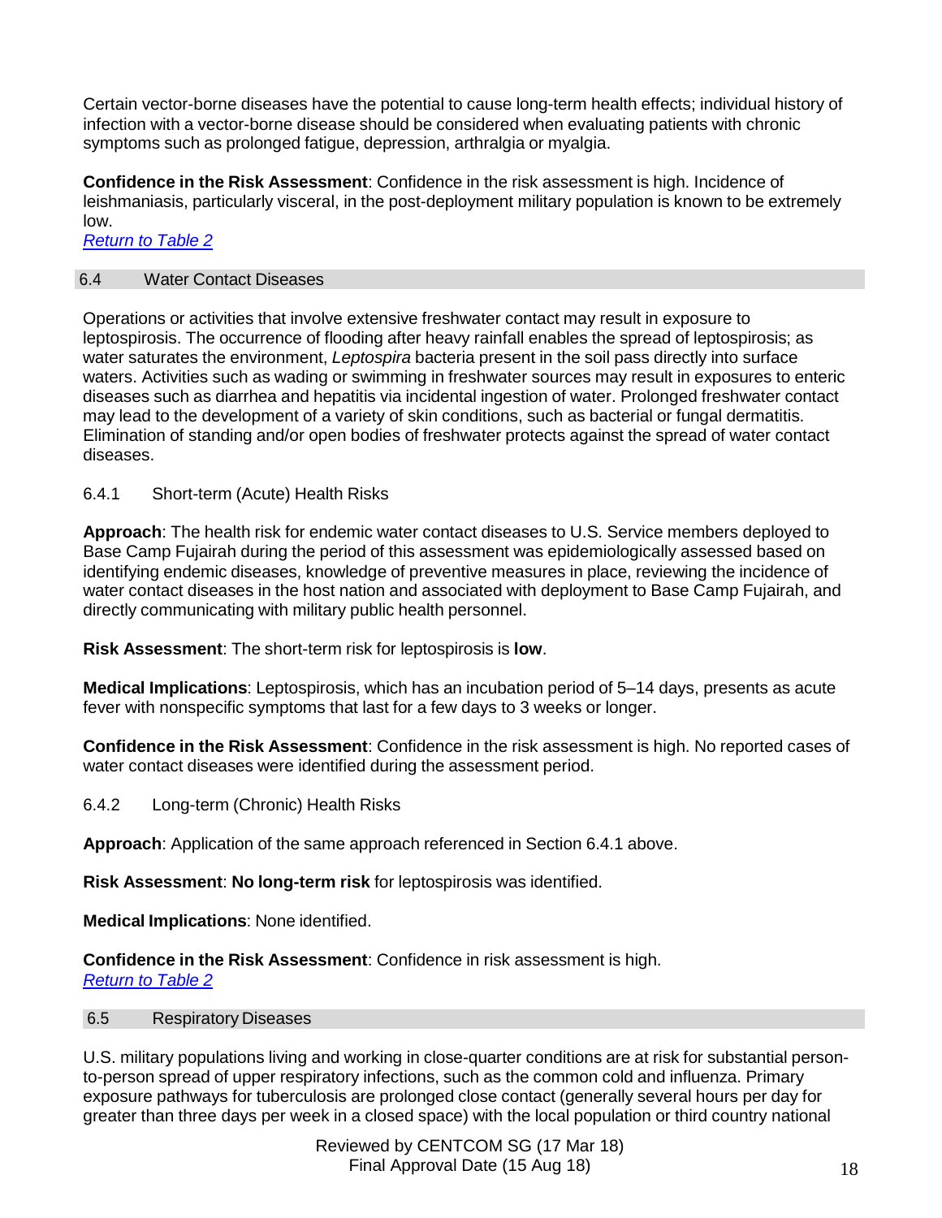Certain vector-borne diseases have the potential to cause long-term health effects; individual history of infection with a vector-borne disease should be considered when evaluating patients with chronic symptoms such as prolonged fatigue, depression, arthralgia or myalgia.

**Confidence in the Risk Assessment**: Confidence in the risk assessment is high. Incidence of leishmaniasis, particularly visceral, in the post-deployment military population is known to be extremely low.
*Return to Table 2*

## 6.4 Water Contact Diseases

Operations or activities that involve extensive freshwater contact may result in exposure to leptospirosis. The occurrence of flooding after heavy rainfall enables the spread of leptospirosis; as water saturates the environment, *Leptospira* bacteria present in the soil pass directly into surface waters. Activities such as wading or swimming in freshwater sources may result in exposures to enteric diseases such as diarrhea and hepatitis via incidental ingestion of water. Prolonged freshwater contact may lead to the development of a variety of skin conditions, such as bacterial or fungal dermatitis. Elimination of standing and/or open bodies of freshwater protects against the spread of water contact diseases.

### 6.4.1 Short-term (Acute) Health Risks

**Approach**: The health risk for endemic water contact diseases to U.S. Service members deployed to Base Camp Fujairah during the period of this assessment was epidemiologically assessed based on identifying endemic diseases, knowledge of preventive measures in place, reviewing the incidence of water contact diseases in the host nation and associated with deployment to Base Camp Fujairah, and directly communicating with military public health personnel.

**Risk Assessment**: The short-term risk for leptospirosis is **low**.

**Medical Implications**: Leptospirosis, which has an incubation period of 5–14 days, presents as acute fever with nonspecific symptoms that last for a few days to 3 weeks or longer.

**Confidence in the Risk Assessment**: Confidence in the risk assessment is high. No reported cases of water contact diseases were identified during the assessment period.

### 6.4.2 Long-term (Chronic) Health Risks

**Approach**: Application of the same approach referenced in Section 6.4.1 above.

**Risk Assessment**: **No long-term risk** for leptospirosis was identified.

**Medical Implications**: None identified.

**Confidence in the Risk Assessment**: Confidence in risk assessment is high.
*Return to Table 2*

## 6.5 Respiratory Diseases

U.S. military populations living and working in close-quarter conditions are at risk for substantial person-to-person spread of upper respiratory infections, such as the common cold and influenza. Primary exposure pathways for tuberculosis are prolonged close contact (generally several hours per day for greater than three days per week in a closed space) with the local population or third country national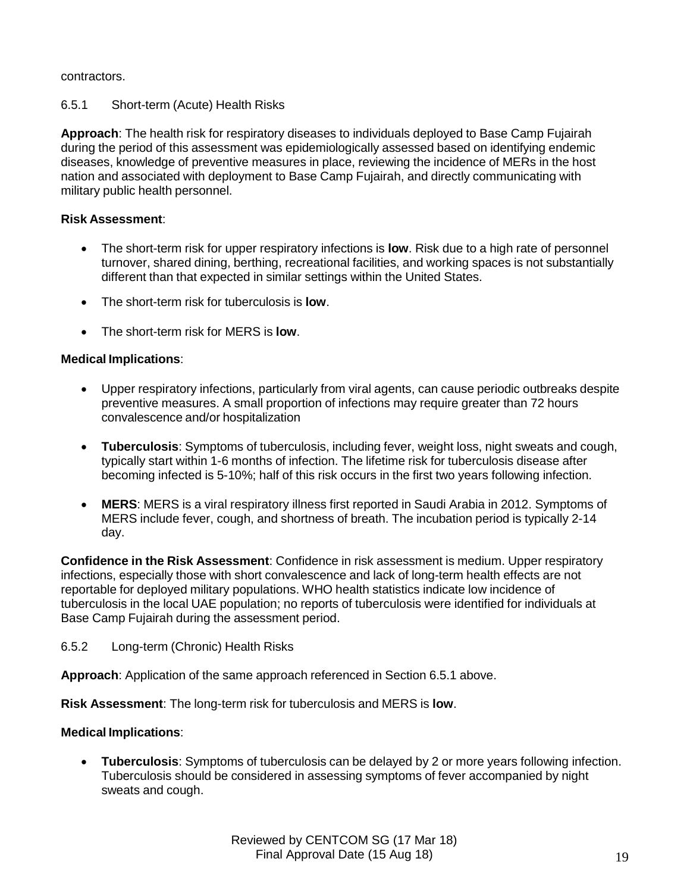contractors.

### 6.5.1 Short-term (Acute) Health Risks

**Approach**: The health risk for respiratory diseases to individuals deployed to Base Camp Fujairah during the period of this assessment was epidemiologically assessed based on identifying endemic diseases, knowledge of preventive measures in place, reviewing the incidence of MERs in the host nation and associated with deployment to Base Camp Fujairah, and directly communicating with military public health personnel.

**Risk Assessment**:

- The short-term risk for upper respiratory infections is **low**. Risk due to a high rate of personnel turnover, shared dining, berthing, recreational facilities, and working spaces is not substantially different than that expected in similar settings within the United States.
- The short-term risk for tuberculosis is **low**.
- The short-term risk for MERS is **low**.

**Medical Implications**:

- Upper respiratory infections, particularly from viral agents, can cause periodic outbreaks despite preventive measures. A small proportion of infections may require greater than 72 hours convalescence and/or hospitalization
- **Tuberculosis**: Symptoms of tuberculosis, including fever, weight loss, night sweats and cough, typically start within 1-6 months of infection. The lifetime risk for tuberculosis disease after becoming infected is 5-10%; half of this risk occurs in the first two years following infection.
- **MERS**: MERS is a viral respiratory illness first reported in Saudi Arabia in 2012. Symptoms of MERS include fever, cough, and shortness of breath. The incubation period is typically 2-14 day.

**Confidence in the Risk Assessment**: Confidence in risk assessment is medium. Upper respiratory infections, especially those with short convalescence and lack of long-term health effects are not reportable for deployed military populations. WHO health statistics indicate low incidence of tuberculosis in the local UAE population; no reports of tuberculosis were identified for individuals at Base Camp Fujairah during the assessment period.

### 6.5.2 Long-term (Chronic) Health Risks

**Approach**: Application of the same approach referenced in Section 6.5.1 above.

**Risk Assessment**: The long-term risk for tuberculosis and MERS is **low**.

**Medical Implications**:

- **Tuberculosis**: Symptoms of tuberculosis can be delayed by 2 or more years following infection. Tuberculosis should be considered in assessing symptoms of fever accompanied by night sweats and cough.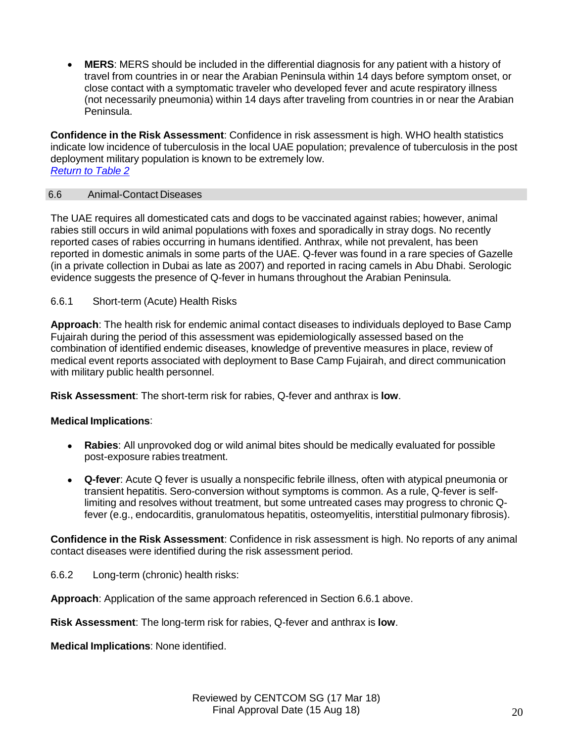- **MERS**: MERS should be included in the differential diagnosis for any patient with a history of travel from countries in or near the Arabian Peninsula within 14 days before symptom onset, or close contact with a symptomatic traveler who developed fever and acute respiratory illness (not necessarily pneumonia) within 14 days after traveling from countries in or near the Arabian Peninsula.

**Confidence in the Risk Assessment**: Confidence in risk assessment is high. WHO health statistics indicate low incidence of tuberculosis in the local UAE population; prevalence of tuberculosis in the post deployment military population is known to be extremely low.
*Return to Table 2*

## 6.6 Animal-Contact Diseases

The UAE requires all domesticated cats and dogs to be vaccinated against rabies; however, animal rabies still occurs in wild animal populations with foxes and sporadically in stray dogs. No recently reported cases of rabies occurring in humans identified. Anthrax, while not prevalent, has been reported in domestic animals in some parts of the UAE. Q-fever was found in a rare species of Gazelle (in a private collection in Dubai as late as 2007) and reported in racing camels in Abu Dhabi. Serologic evidence suggests the presence of Q-fever in humans throughout the Arabian Peninsula.

### 6.6.1 Short-term (Acute) Health Risks

**Approach**: The health risk for endemic animal contact diseases to individuals deployed to Base Camp Fujairah during the period of this assessment was epidemiologically assessed based on the combination of identified endemic diseases, knowledge of preventive measures in place, review of medical event reports associated with deployment to Base Camp Fujairah, and direct communication with military public health personnel.

**Risk Assessment**: The short-term risk for rabies, Q-fever and anthrax is **low**.

**Medical Implications**:

- **Rabies**: All unprovoked dog or wild animal bites should be medically evaluated for possible post-exposure rabies treatment.
- **Q-fever**: Acute Q fever is usually a nonspecific febrile illness, often with atypical pneumonia or transient hepatitis. Sero-conversion without symptoms is common. As a rule, Q-fever is self-limiting and resolves without treatment, but some untreated cases may progress to chronic Q-fever (e.g., endocarditis, granulomatous hepatitis, osteomyelitis, interstitial pulmonary fibrosis).

**Confidence in the Risk Assessment**: Confidence in risk assessment is high. No reports of any animal contact diseases were identified during the risk assessment period.

### 6.6.2 Long-term (chronic) health risks:

**Approach**: Application of the same approach referenced in Section 6.6.1 above.

**Risk Assessment**: The long-term risk for rabies, Q-fever and anthrax is **low**.

**Medical Implications**: None identified.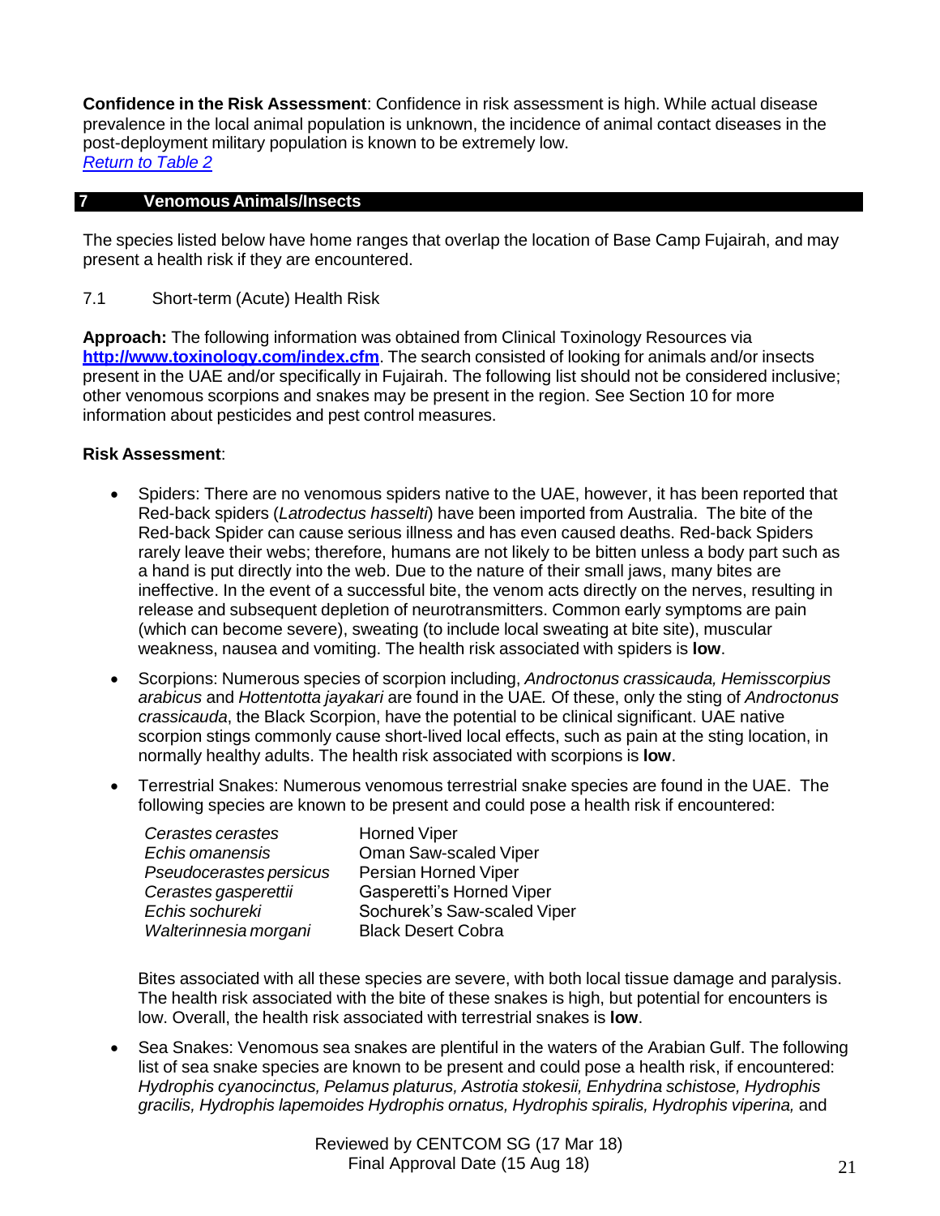**Confidence in the Risk Assessment**: Confidence in risk assessment is high. While actual disease prevalence in the local animal population is unknown, the incidence of animal contact diseases in the post-deployment military population is known to be extremely low.
[Return to Table 2]()

## 7 Venomous Animals/Insects

The species listed below have home ranges that overlap the location of Base Camp Fujairah, and may present a health risk if they are encountered.

### 7.1 Short-term (Acute) Health Risk

**Approach:** The following information was obtained from Clinical Toxinology Resources via **[http://www.toxinology.com/index.cfm](http://www.toxinology.com/index.cfm)**. The search consisted of looking for animals and/or insects present in the UAE and/or specifically in Fujairah. The following list should not be considered inclusive; other venomous scorpions and snakes may be present in the region. See Section 10 for more information about pesticides and pest control measures.

**Risk Assessment**:

- Spiders: There are no venomous spiders native to the UAE, however, it has been reported that Red-back spiders (*Latrodectus hasselti*) have been imported from Australia. The bite of the Red-back Spider can cause serious illness and has even caused deaths. Red-back Spiders rarely leave their webs; therefore, humans are not likely to be bitten unless a body part such as a hand is put directly into the web. Due to the nature of their small jaws, many bites are ineffective. In the event of a successful bite, the venom acts directly on the nerves, resulting in release and subsequent depletion of neurotransmitters. Common early symptoms are pain (which can become severe), sweating (to include local sweating at bite site), muscular weakness, nausea and vomiting. The health risk associated with spiders is **low**.
- Scorpions: Numerous species of scorpion including, *Androctonus crassicauda, Hemisscorpius arabicus* and *Hottentotta jayakari* are found in the UAE. Of these, only the sting of *Androctonus crassicauda*, the Black Scorpion, have the potential to be clinical significant. UAE native scorpion stings commonly cause short-lived local effects, such as pain at the sting location, in normally healthy adults. The health risk associated with scorpions is **low**.
- Terrestrial Snakes: Numerous venomous terrestrial snake species are found in the UAE. The following species are known to be present and could pose a health risk if encountered:

| | |
|---|---|
| *Cerastes cerastes* | Horned Viper |
| *Echis omanensis* | Oman Saw-scaled Viper |
| *Pseudocerastes persicus* | Persian Horned Viper |
| *Cerastes gasperettii* | Gasperetti's Horned Viper |
| *Echis sochureki* | Sochurek's Saw-scaled Viper |
| *Walterinnesia morgani* | Black Desert Cobra |

  Bites associated with all these species are severe, with both local tissue damage and paralysis. The health risk associated with the bite of these snakes is high, but potential for encounters is low. Overall, the health risk associated with terrestrial snakes is **low**.

- Sea Snakes: Venomous sea snakes are plentiful in the waters of the Arabian Gulf. The following list of sea snake species are known to be present and could pose a health risk, if encountered: *Hydrophis cyanocinctus, Pelamus platurus, Astrotia stokesii, Enhydrina schistose, Hydrophis gracilis, Hydrophis lapemoides Hydrophis ornatus, Hydrophis spiralis, Hydrophis viperina,* and

Reviewed by CENTCOM SG (17 Mar 18)
Final Approval Date (15 Aug 18)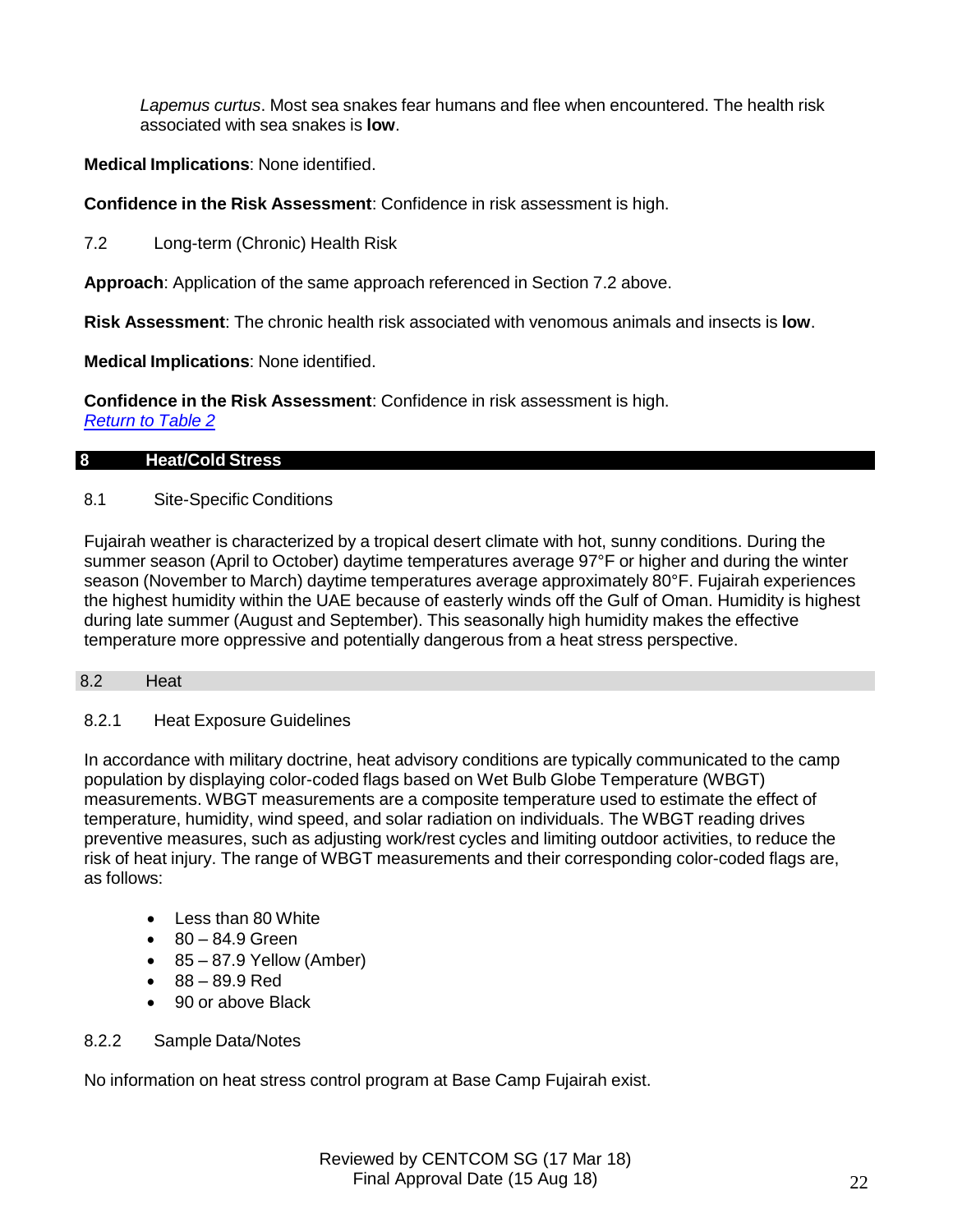*Lapemus curtus*. Most sea snakes fear humans and flee when encountered. The health risk associated with sea snakes is **low**.

**Medical Implications**: None identified.

**Confidence in the Risk Assessment**: Confidence in risk assessment is high.

### 7.2 Long-term (Chronic) Health Risk

**Approach**: Application of the same approach referenced in Section 7.2 above.

**Risk Assessment**: The chronic health risk associated with venomous animals and insects is **low**.

**Medical Implications**: None identified.

**Confidence in the Risk Assessment**: Confidence in risk assessment is high.
*Return to Table 2*

## 8 Heat/Cold Stress

### 8.1 Site-Specific Conditions

Fujairah weather is characterized by a tropical desert climate with hot, sunny conditions. During the summer season (April to October) daytime temperatures average 97°F or higher and during the winter season (November to March) daytime temperatures average approximately 80°F. Fujairah experiences the highest humidity within the UAE because of easterly winds off the Gulf of Oman. Humidity is highest during late summer (August and September). This seasonally high humidity makes the effective temperature more oppressive and potentially dangerous from a heat stress perspective.

### 8.2 Heat

#### 8.2.1 Heat Exposure Guidelines

In accordance with military doctrine, heat advisory conditions are typically communicated to the camp population by displaying color-coded flags based on Wet Bulb Globe Temperature (WBGT) measurements. WBGT measurements are a composite temperature used to estimate the effect of temperature, humidity, wind speed, and solar radiation on individuals. The WBGT reading drives preventive measures, such as adjusting work/rest cycles and limiting outdoor activities, to reduce the risk of heat injury. The range of WBGT measurements and their corresponding color-coded flags are, as follows:

- Less than 80 White
- 80 – 84.9 Green
- 85 – 87.9 Yellow (Amber)
- 88 – 89.9 Red
- 90 or above Black

#### 8.2.2 Sample Data/Notes

No information on heat stress control program at Base Camp Fujairah exist.

Reviewed by CENTCOM SG (17 Mar 18)
Final Approval Date (15 Aug 18)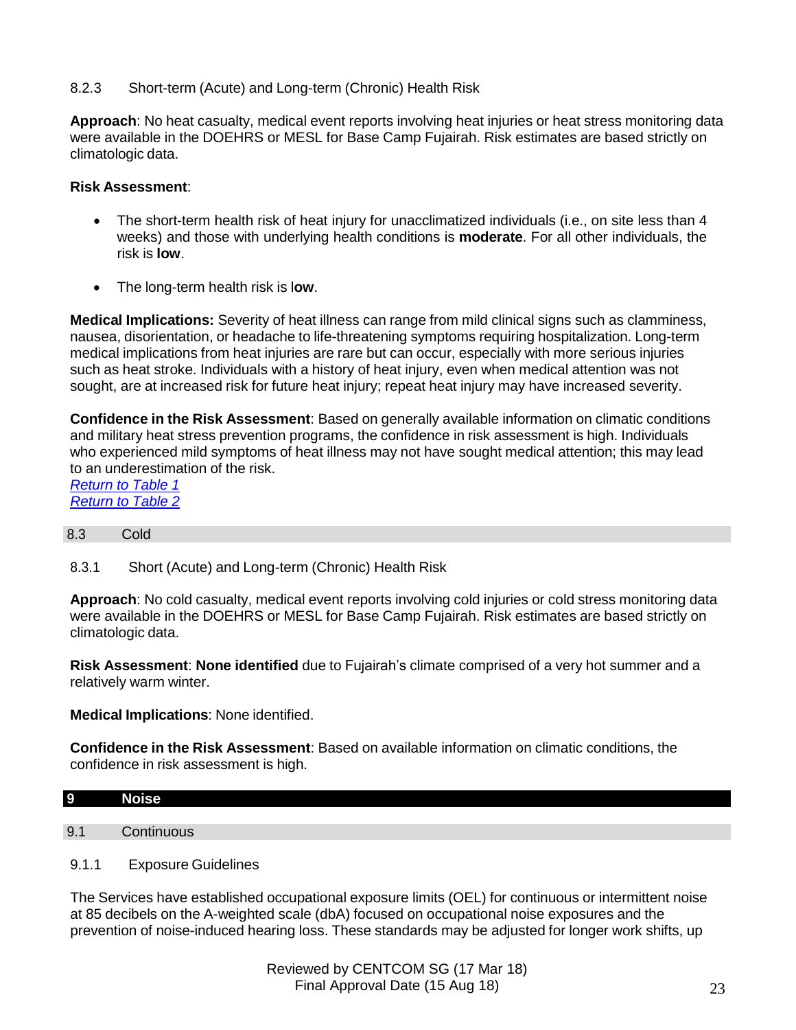#### 8.2.3 Short-term (Acute) and Long-term (Chronic) Health Risk

**Approach**: No heat casualty, medical event reports involving heat injuries or heat stress monitoring data were available in the DOEHRS or MESL for Base Camp Fujairah. Risk estimates are based strictly on climatologic data.

**Risk Assessment**:

- The short-term health risk of heat injury for unacclimatized individuals (i.e., on site less than 4 weeks) and those with underlying health conditions is **moderate**. For all other individuals, the risk is **low**.
- The long-term health risk is l**ow**.

**Medical Implications:** Severity of heat illness can range from mild clinical signs such as clamminess, nausea, disorientation, or headache to life-threatening symptoms requiring hospitalization. Long-term medical implications from heat injuries are rare but can occur, especially with more serious injuries such as heat stroke. Individuals with a history of heat injury, even when medical attention was not sought, are at increased risk for future heat injury; repeat heat injury may have increased severity.

**Confidence in the Risk Assessment**: Based on generally available information on climatic conditions and military heat stress prevention programs, the confidence in risk assessment is high. Individuals who experienced mild symptoms of heat illness may not have sought medical attention; this may lead to an underestimation of the risk.
*Return to Table 1*
*Return to Table 2*

### 8.3 Cold

#### 8.3.1 Short (Acute) and Long-term (Chronic) Health Risk

**Approach**: No cold casualty, medical event reports involving cold injuries or cold stress monitoring data were available in the DOEHRS or MESL for Base Camp Fujairah. Risk estimates are based strictly on climatologic data.

**Risk Assessment**: **None identified** due to Fujairah's climate comprised of a very hot summer and a relatively warm winter.

**Medical Implications**: None identified.

**Confidence in the Risk Assessment**: Based on available information on climatic conditions, the confidence in risk assessment is high.

## 9 Noise

### 9.1 Continuous

#### 9.1.1 Exposure Guidelines

The Services have established occupational exposure limits (OEL) for continuous or intermittent noise at 85 decibels on the A-weighted scale (dbA) focused on occupational noise exposures and the prevention of noise-induced hearing loss. These standards may be adjusted for longer work shifts, up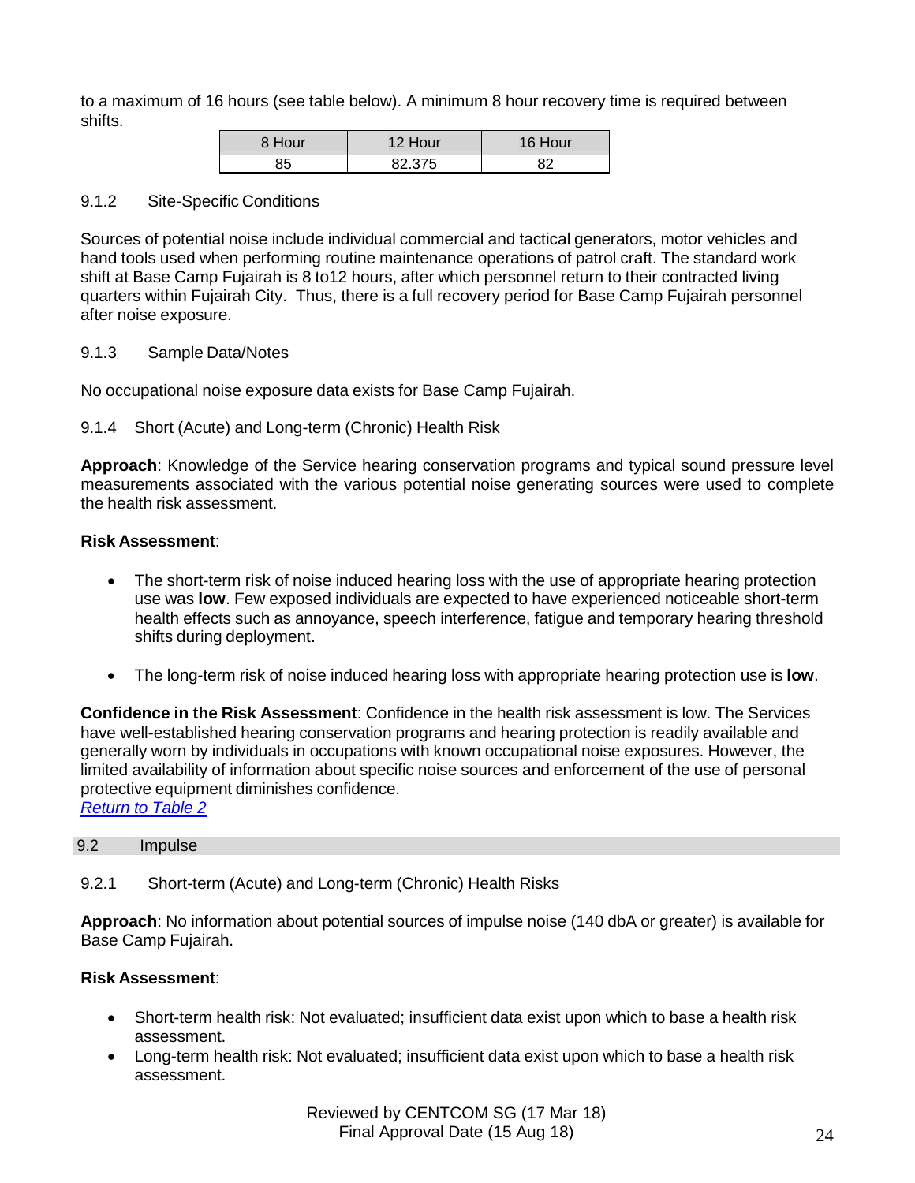to a maximum of 16 hours (see table below). A minimum 8 hour recovery time is required between shifts.

| 8 Hour | 12 Hour | 16 Hour |
|---|---|---|
| 85 | 82.375 | 82 |

#### 9.1.2 Site-Specific Conditions

Sources of potential noise include individual commercial and tactical generators, motor vehicles and hand tools used when performing routine maintenance operations of patrol craft. The standard work shift at Base Camp Fujairah is 8 to12 hours, after which personnel return to their contracted living quarters within Fujairah City. Thus, there is a full recovery period for Base Camp Fujairah personnel after noise exposure.

#### 9.1.3 Sample Data/Notes

No occupational noise exposure data exists for Base Camp Fujairah.

#### 9.1.4 Short (Acute) and Long-term (Chronic) Health Risk

**Approach**: Knowledge of the Service hearing conservation programs and typical sound pressure level measurements associated with the various potential noise generating sources were used to complete the health risk assessment.

**Risk Assessment**:

- The short-term risk of noise induced hearing loss with the use of appropriate hearing protection use was **low**. Few exposed individuals are expected to have experienced noticeable short-term health effects such as annoyance, speech interference, fatigue and temporary hearing threshold shifts during deployment.
- The long-term risk of noise induced hearing loss with appropriate hearing protection use is **low**.

**Confidence in the Risk Assessment**: Confidence in the health risk assessment is low. The Services have well-established hearing conservation programs and hearing protection is readily available and generally worn by individuals in occupations with known occupational noise exposures. However, the limited availability of information about specific noise sources and enforcement of the use of personal protective equipment diminishes confidence.
*Return to Table 2*

### 9.2 Impulse

#### 9.2.1 Short-term (Acute) and Long-term (Chronic) Health Risks

**Approach**: No information about potential sources of impulse noise (140 dbA or greater) is available for Base Camp Fujairah.

**Risk Assessment**:

- Short-term health risk: Not evaluated; insufficient data exist upon which to base a health risk assessment.
- Long-term health risk: Not evaluated; insufficient data exist upon which to base a health risk assessment.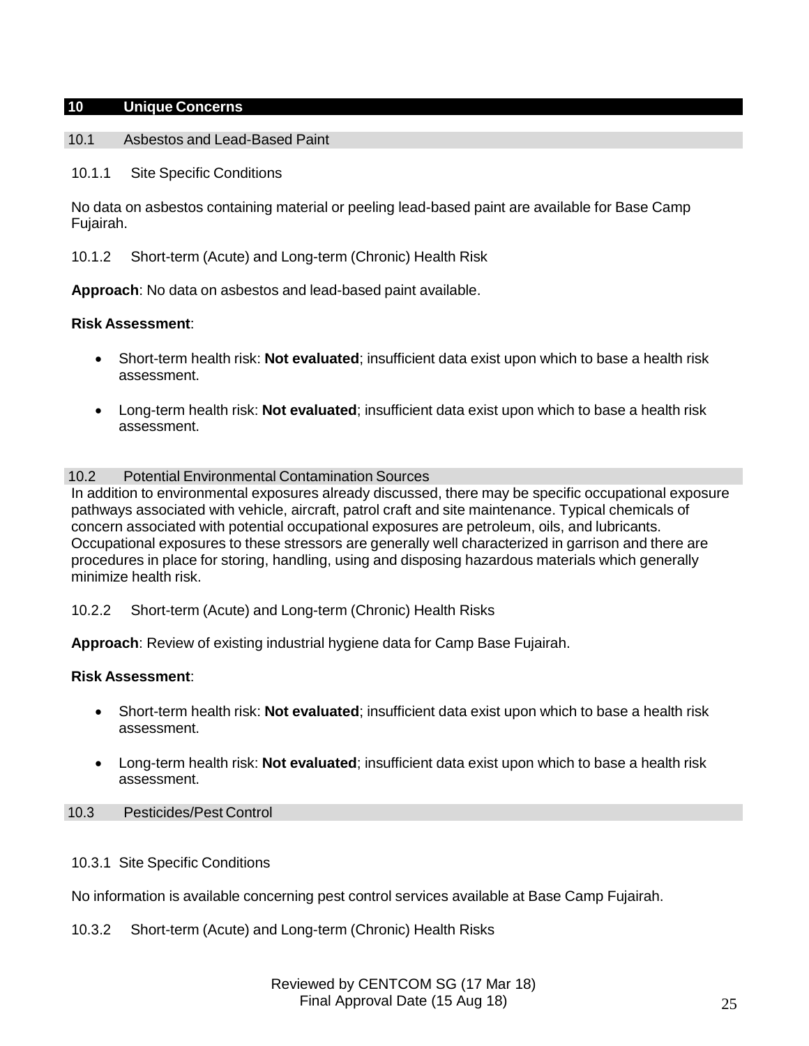# 10 Unique Concerns

## 10.1 Asbestos and Lead-Based Paint

### 10.1.1 Site Specific Conditions

No data on asbestos containing material or peeling lead-based paint are available for Base Camp Fujairah.

### 10.1.2 Short-term (Acute) and Long-term (Chronic) Health Risk

**Approach**: No data on asbestos and lead-based paint available.

**Risk Assessment**:

- Short-term health risk: **Not evaluated**; insufficient data exist upon which to base a health risk assessment.
- Long-term health risk: **Not evaluated**; insufficient data exist upon which to base a health risk assessment.

## 10.2 Potential Environmental Contamination Sources

In addition to environmental exposures already discussed, there may be specific occupational exposure pathways associated with vehicle, aircraft, patrol craft and site maintenance. Typical chemicals of concern associated with potential occupational exposures are petroleum, oils, and lubricants. Occupational exposures to these stressors are generally well characterized in garrison and there are procedures in place for storing, handling, using and disposing hazardous materials which generally minimize health risk.

### 10.2.2 Short-term (Acute) and Long-term (Chronic) Health Risks

**Approach**: Review of existing industrial hygiene data for Camp Base Fujairah.

**Risk Assessment**:

- Short-term health risk: **Not evaluated**; insufficient data exist upon which to base a health risk assessment.
- Long-term health risk: **Not evaluated**; insufficient data exist upon which to base a health risk assessment.

## 10.3 Pesticides/Pest Control

### 10.3.1 Site Specific Conditions

No information is available concerning pest control services available at Base Camp Fujairah.

### 10.3.2 Short-term (Acute) and Long-term (Chronic) Health Risks

Reviewed by CENTCOM SG (17 Mar 18)
Final Approval Date (15 Aug 18)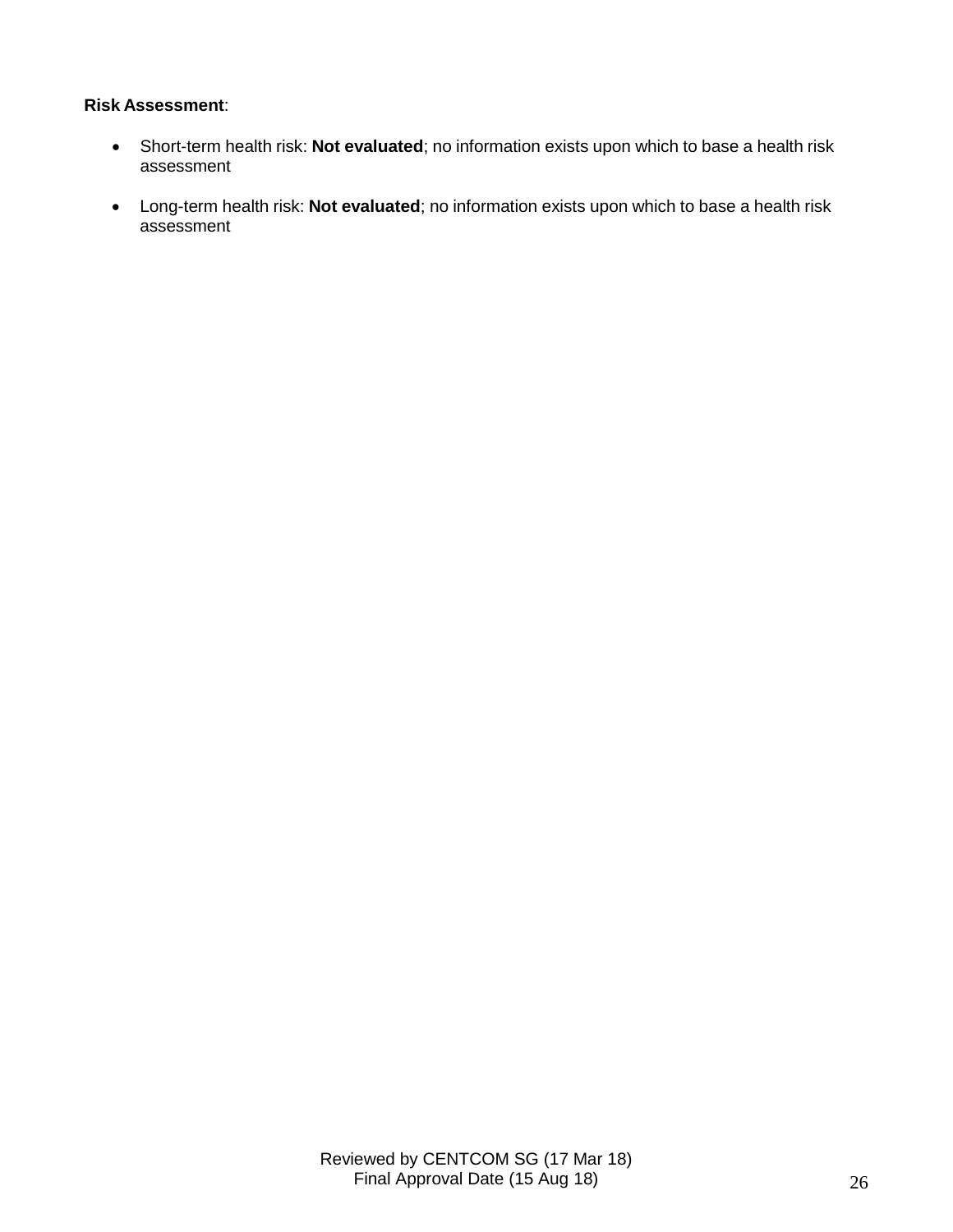**Risk Assessment**:

- Short-term health risk: **Not evaluated**; no information exists upon which to base a health risk assessment

- Long-term health risk: **Not evaluated**; no information exists upon which to base a health risk assessment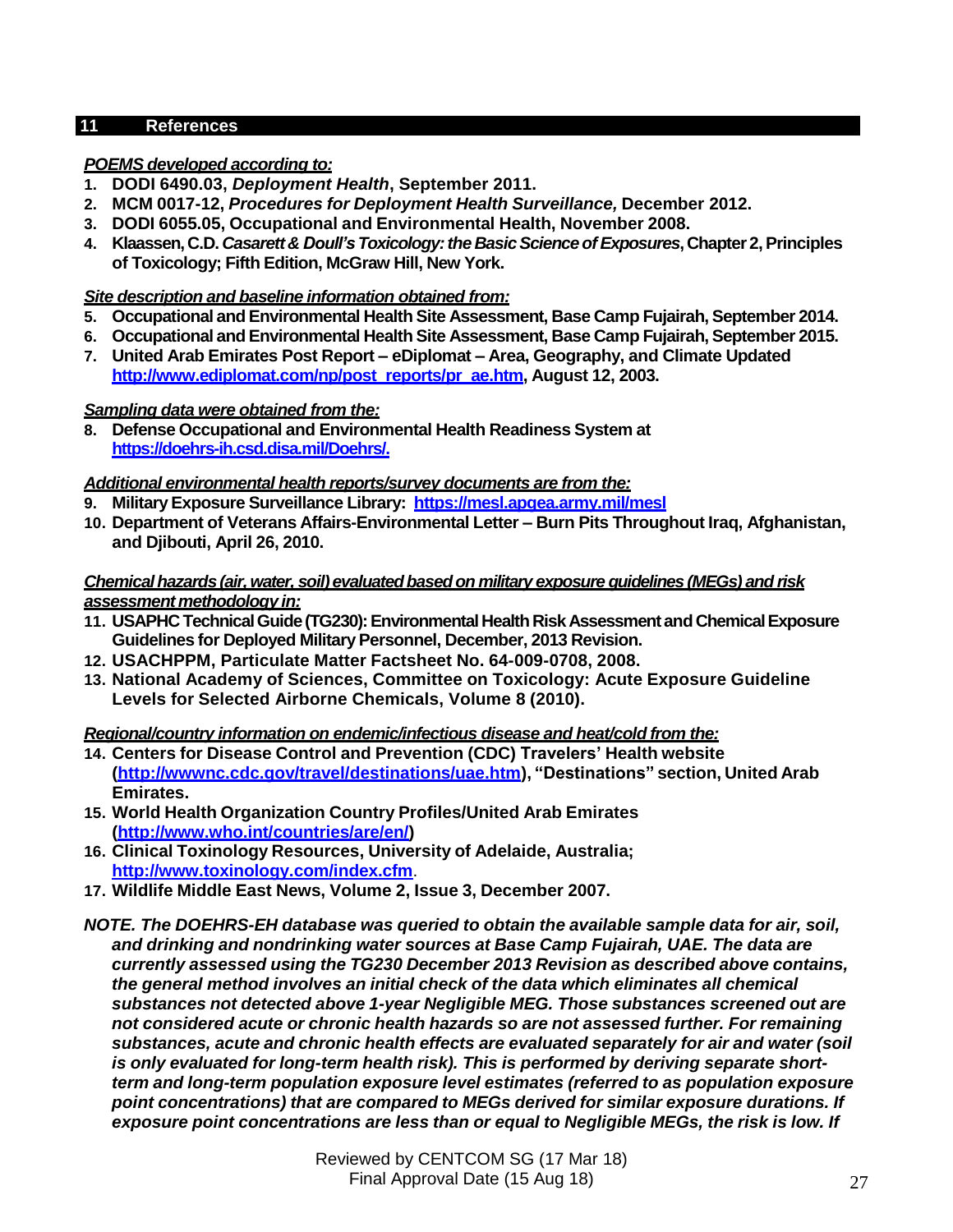## 11 References

***POEMS developed according to:***

1. **DODI 6490.03, *Deployment Health*, September 2011.**
2. **MCM 0017-12, *Procedures for Deployment Health Surveillance,* December 2012.**
3. **DODI 6055.05, Occupational and Environmental Health, November 2008.**
4. **Klaassen, C.D. *Casarett & Doull's Toxicology: the Basic Science of Exposures*, Chapter 2, Principles of Toxicology; Fifth Edition, McGraw Hill, New York.**

***Site description and baseline information obtained from:***

5. **Occupational and Environmental Health Site Assessment, Base Camp Fujairah, September 2014.**
6. **Occupational and Environmental Health Site Assessment, Base Camp Fujairah, September 2015.**
7. **United Arab Emirates Post Report – eDiplomat – Area, Geography, and Climate Updated [http://www.ediplomat.com/np/post_reports/pr_ae.htm](http://www.ediplomat.com/np/post_reports/pr_ae.htm), August 12, 2003.**

***Sampling data were obtained from the:***

8. **Defense Occupational and Environmental Health Readiness System at [https://doehrs-ih.csd.disa.mil/Doehrs/.](https://doehrs-ih.csd.disa.mil/Doehrs/)**

***Additional environmental health reports/survey documents are from the:***

9. **Military Exposure Surveillance Library: [https://mesl.apgea.army.mil/mesl](https://mesl.apgea.army.mil/mesl)**
10. **Department of Veterans Affairs-Environmental Letter – Burn Pits Throughout Iraq, Afghanistan, and Djibouti, April 26, 2010.**

***Chemical hazards (air, water, soil) evaluated based on military exposure guidelines (MEGs) and risk assessment methodology in:***

11. **USAPHC Technical Guide (TG230): Environmental Health Risk Assessment and Chemical Exposure Guidelines for Deployed Military Personnel, December, 2013 Revision.**
12. **USACHPPM, Particulate Matter Factsheet No. 64-009-0708, 2008.**
13. **National Academy of Sciences, Committee on Toxicology: Acute Exposure Guideline Levels for Selected Airborne Chemicals, Volume 8 (2010).**

***Regional/country information on endemic/infectious disease and heat/cold from the:***

14. **Centers for Disease Control and Prevention (CDC) Travelers' Health website ([http://wwwnc.cdc.gov/travel/destinations/uae.htm](http://wwwnc.cdc.gov/travel/destinations/uae.htm)), "Destinations" section, United Arab Emirates.**
15. **World Health Organization Country Profiles/United Arab Emirates ([http://www.who.int/countries/are/en/](http://www.who.int/countries/are/en/))**
16. **Clinical Toxinology Resources, University of Adelaide, Australia; [http://www.toxinology.com/index.cfm](http://www.toxinology.com/index.cfm).**
17. **Wildlife Middle East News, Volume 2, Issue 3, December 2007.**

***NOTE. The DOEHRS-EH database was queried to obtain the available sample data for air, soil, and drinking and nondrinking water sources at Base Camp Fujairah, UAE. The data are currently assessed using the TG230 December 2013 Revision as described above contains, the general method involves an initial check of the data which eliminates all chemical substances not detected above 1-year Negligible MEG. Those substances screened out are not considered acute or chronic health hazards so are not assessed further. For remaining substances, acute and chronic health effects are evaluated separately for air and water (soil is only evaluated for long-term health risk). This is performed by deriving separate short-term and long-term population exposure level estimates (referred to as population exposure point concentrations) that are compared to MEGs derived for similar exposure durations. If exposure point concentrations are less than or equal to Negligible MEGs, the risk is low. If***

Reviewed by CENTCOM SG (17 Mar 18)
Final Approval Date (15 Aug 18)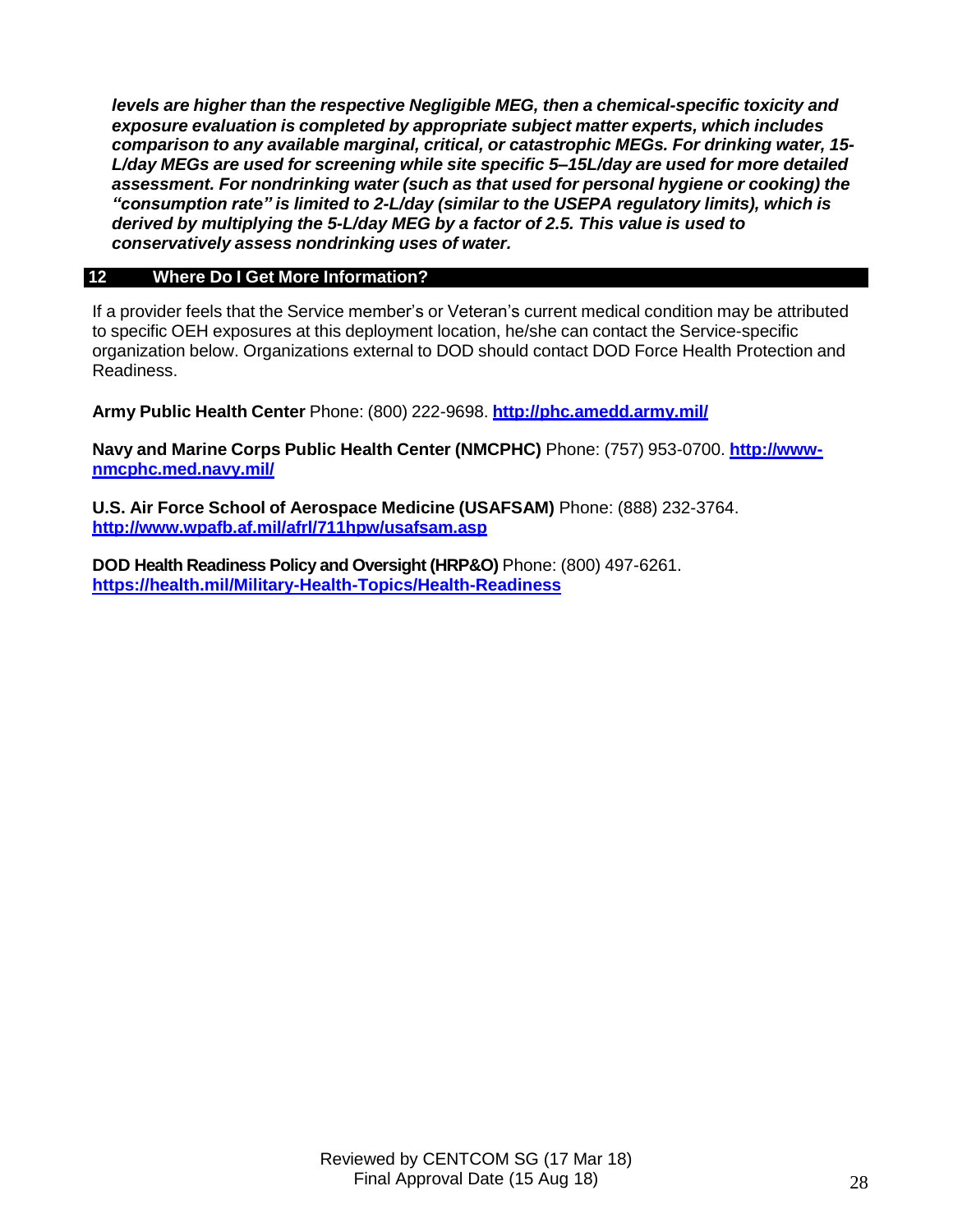***levels are higher than the respective Negligible MEG, then a chemical-specific toxicity and exposure evaluation is completed by appropriate subject matter experts, which includes comparison to any available marginal, critical, or catastrophic MEGs. For drinking water, 15-L/day MEGs are used for screening while site specific 5–15L/day are used for more detailed assessment. For nondrinking water (such as that used for personal hygiene or cooking) the "consumption rate" is limited to 2-L/day (similar to the USEPA regulatory limits), which is derived by multiplying the 5-L/day MEG by a factor of 2.5. This value is used to conservatively assess nondrinking uses of water.***

## 12 Where Do I Get More Information?

If a provider feels that the Service member's or Veteran's current medical condition may be attributed to specific OEH exposures at this deployment location, he/she can contact the Service-specific organization below. Organizations external to DOD should contact DOD Force Health Protection and Readiness.

**Army Public Health Center** Phone: (800) 222-9698. **http://phc.amedd.army.mil/**

**Navy and Marine Corps Public Health Center (NMCPHC)** Phone: (757) 953-0700. **http://www-nmcphc.med.navy.mil/**

**U.S. Air Force School of Aerospace Medicine (USAFSAM)** Phone: (888) 232-3764. **http://www.wpafb.af.mil/afrl/711hpw/usafsam.asp**

**DOD Health Readiness Policy and Oversight (HRP&O)** Phone: (800) 497-6261. **https://health.mil/Military-Health-Topics/Health-Readiness**